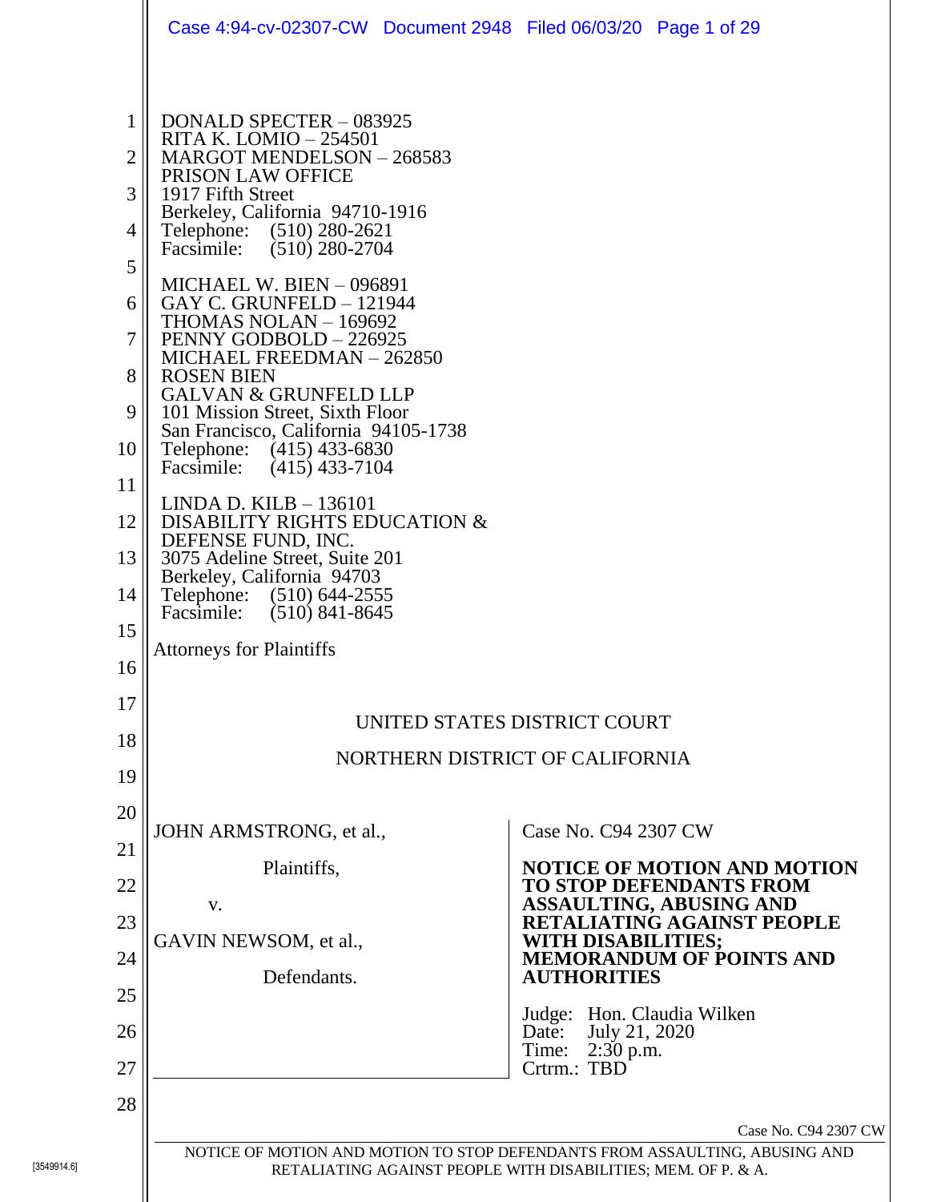DONALD SPECTER – 083925
RITA K. LOMIO – 254501
MARGOT MENDELSON – 268583
PRISON LAW OFFICE
1917 Fifth Street
Berkeley, California 94710-1916
Telephone: (510) 280-2621
Facsimile: (510) 280-2704

MICHAEL W. BIEN – 096891
GAY C. GRUNFELD – 121944
THOMAS NOLAN – 169692
PENNY GODBOLD – 226925
MICHAEL FREEDMAN – 262850
ROSEN BIEN
GALVAN & GRUNFELD LLP
101 Mission Street, Sixth Floor
San Francisco, California 94105-1738
Telephone: (415) 433-6830
Facsimile: (415) 433-7104

LINDA D. KILB – 136101
DISABILITY RIGHTS EDUCATION &
DEFENSE FUND, INC.
3075 Adeline Street, Suite 201
Berkeley, California 94703
Telephone: (510) 644-2555
Facsimile: (510) 841-8645

Attorneys for Plaintiffs

UNITED STATES DISTRICT COURT

NORTHERN DISTRICT OF CALIFORNIA

JOHN ARMSTRONG, et al.,

Plaintiffs,

v.

GAVIN NEWSOM, et al.,

Defendants.

Case No. C94 2307 CW

**NOTICE OF MOTION AND MOTION TO STOP DEFENDANTS FROM ASSAULTING, ABUSING AND RETALIATING AGAINST PEOPLE WITH DISABILITIES; MEMORANDUM OF POINTS AND AUTHORITIES**

Judge: Hon. Claudia Wilken
Date: July 21, 2020
Time: 2:30 p.m.
Crtrm.: TBD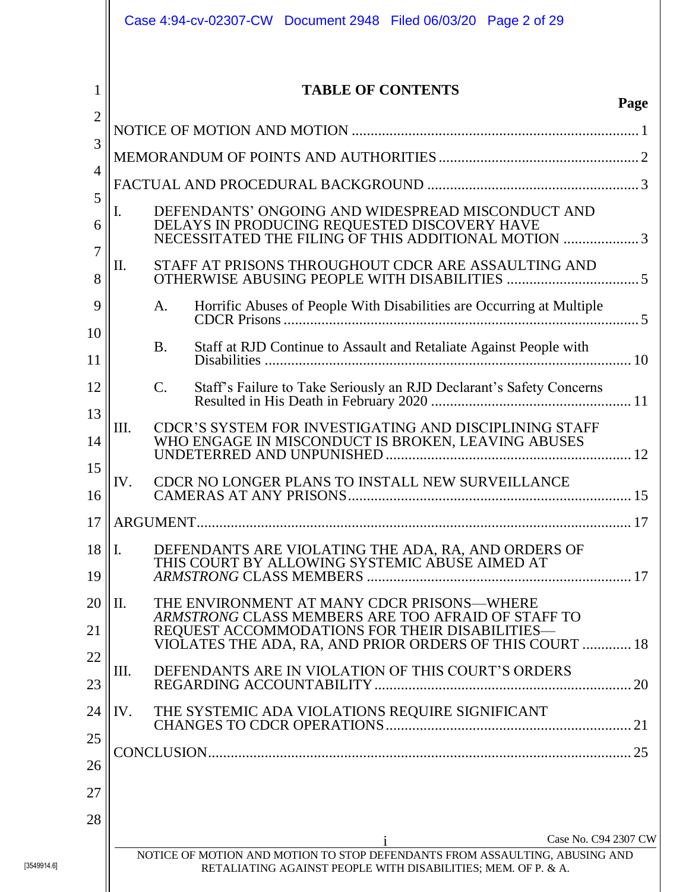# TABLE OF CONTENTS

**Page**

NOTICE OF MOTION AND MOTION ............................................................................ 1

MEMORANDUM OF POINTS AND AUTHORITIES ..................................................... 2

FACTUAL AND PROCEDURAL BACKGROUND ........................................................ 3

I. DEFENDANTS' ONGOING AND WIDESPREAD MISCONDUCT AND DELAYS IN PRODUCING REQUESTED DISCOVERY HAVE NECESSITATED THE FILING OF THIS ADDITIONAL MOTION .................... 3

II. STAFF AT PRISONS THROUGHOUT CDCR ARE ASSAULTING AND OTHERWISE ABUSING PEOPLE WITH DISABILITIES ................................... 5

  A. Horrific Abuses of People With Disabilities are Occurring at Multiple CDCR Prisons ............................................................................................... 5

  B. Staff at RJD Continue to Assault and Retaliate Against People with Disabilities .................................................................................................. 10

  C. Staff's Failure to Take Seriously an RJD Declarant's Safety Concerns Resulted in His Death in February 2020 ..................................................... 11

III. CDCR'S SYSTEM FOR INVESTIGATING AND DISCIPLINING STAFF WHO ENGAGE IN MISCONDUCT IS BROKEN, LEAVING ABUSES UNDETERRED AND UNPUNISHED ................................................................. 12

IV. CDCR NO LONGER PLANS TO INSTALL NEW SURVEILLANCE CAMERAS AT ANY PRISONS........................................................................... 15

ARGUMENT.................................................................................................................. 17

I. DEFENDANTS ARE VIOLATING THE ADA, RA, AND ORDERS OF THIS COURT BY ALLOWING SYSTEMIC ABUSE AIMED AT *ARMSTRONG* CLASS MEMBERS ..................................................................... 17

II. THE ENVIRONMENT AT MANY CDCR PRISONS—WHERE *ARMSTRONG* CLASS MEMBERS ARE TOO AFRAID OF STAFF TO REQUEST ACCOMMODATIONS FOR THEIR DISABILITIES—VIOLATES THE ADA, RA, AND PRIOR ORDERS OF THIS COURT ............. 18

III. DEFENDANTS ARE IN VIOLATION OF THIS COURT'S ORDERS REGARDING ACCOUNTABILITY ................................................................... 20

IV. THE SYSTEMIC ADA VIOLATIONS REQUIRE SIGNIFICANT CHANGES TO CDCR OPERATIONS................................................................ 21

CONCLUSION................................................................................................................ 25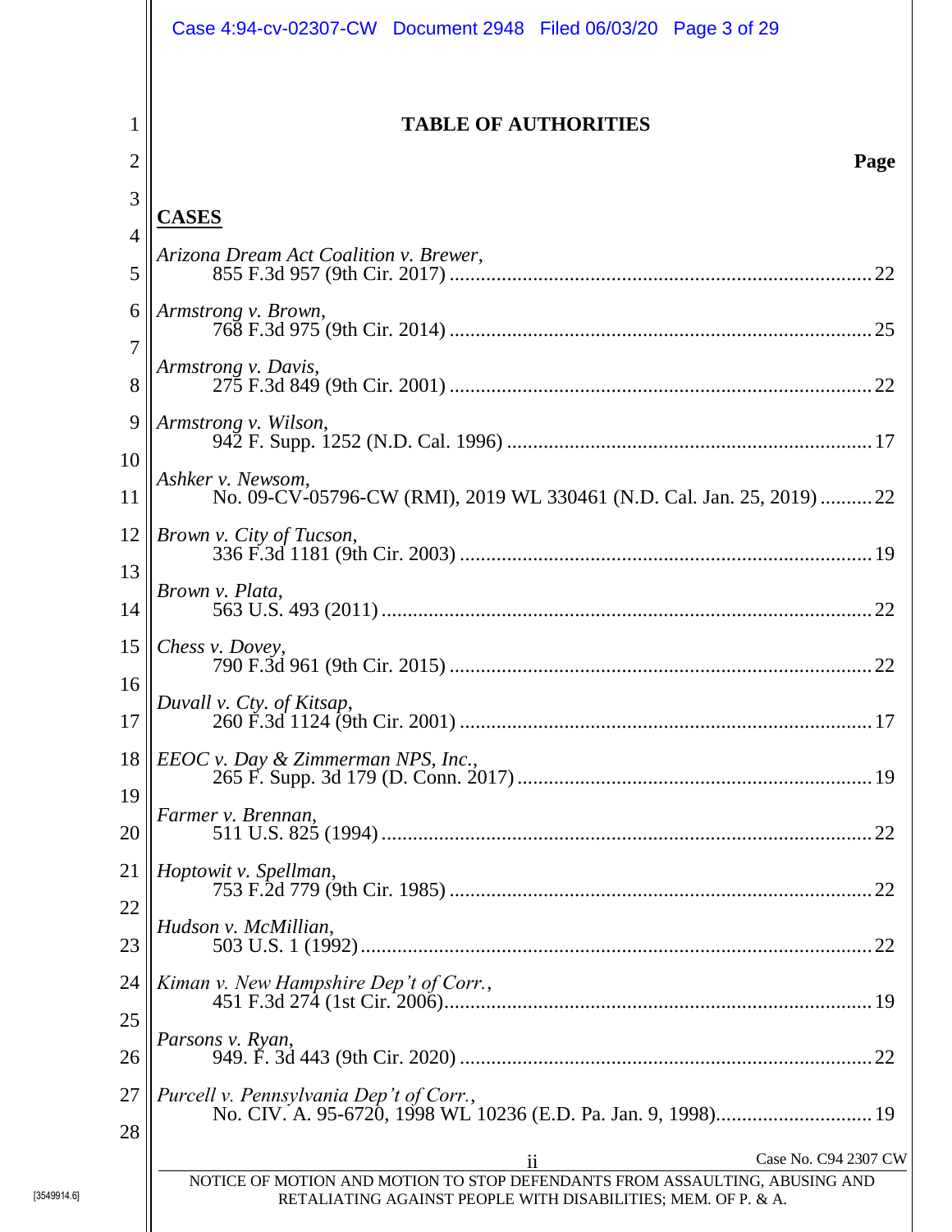## TABLE OF AUTHORITIES

**Page**

**CASES**

*Arizona Dream Act Coalition v. Brewer*,
855 F.3d 957 (9th Cir. 2017) ... 22

*Armstrong v. Brown*,
768 F.3d 975 (9th Cir. 2014) ... 25

*Armstrong v. Davis*,
275 F.3d 849 (9th Cir. 2001) ... 22

*Armstrong v. Wilson*,
942 F. Supp. 1252 (N.D. Cal. 1996) ... 17

*Ashker v. Newsom*,
No. 09-CV-05796-CW (RMI), 2019 WL 330461 (N.D. Cal. Jan. 25, 2019) ... 22

*Brown v. City of Tucson*,
336 F.3d 1181 (9th Cir. 2003) ... 19

*Brown v. Plata*,
563 U.S. 493 (2011) ... 22

*Chess v. Dovey*,
790 F.3d 961 (9th Cir. 2015) ... 22

*Duvall v. Cty. of Kitsap*,
260 F.3d 1124 (9th Cir. 2001) ... 17

*EEOC v. Day & Zimmerman NPS, Inc.*,
265 F. Supp. 3d 179 (D. Conn. 2017) ... 19

*Farmer v. Brennan*,
511 U.S. 825 (1994) ... 22

*Hoptowit v. Spellman*,
753 F.2d 779 (9th Cir. 1985) ... 22

*Hudson v. McMillian*,
503 U.S. 1 (1992) ... 22

*Kiman v. New Hampshire Dep't of Corr.*,
451 F.3d 274 (1st Cir. 2006) ... 19

*Parsons v. Ryan*,
949. F. 3d 443 (9th Cir. 2020) ... 22

*Purcell v. Pennsylvania Dep't of Corr.*,
No. CIV. A. 95-6720, 1998 WL 10236 (E.D. Pa. Jan. 9, 1998) ... 19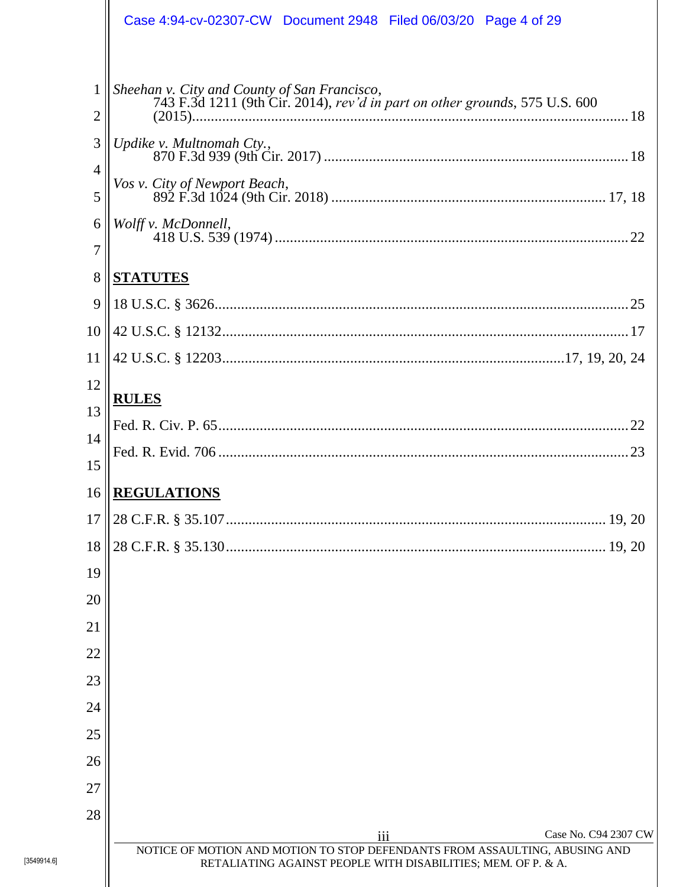*Sheehan v. City and County of San Francisco*,
743 F.3d 1211 (9th Cir. 2014), *rev'd in part on other grounds*, 575 U.S. 600 (2015)........18

*Updike v. Multnomah Cty.*,
870 F.3d 939 (9th Cir. 2017)........18

*Vos v. City of Newport Beach*,
892 F.3d 1024 (9th Cir. 2018)........17, 18

*Wolff v. McDonnell*,
418 U.S. 539 (1974)........22

**STATUTES**

18 U.S.C. § 3626........25

42 U.S.C. § 12132........17

42 U.S.C. § 12203........17, 19, 20, 24

**RULES**

Fed. R. Civ. P. 65........22

Fed. R. Evid. 706........23

**REGULATIONS**

28 C.F.R. § 35.107........19, 20

28 C.F.R. § 35.130........19, 20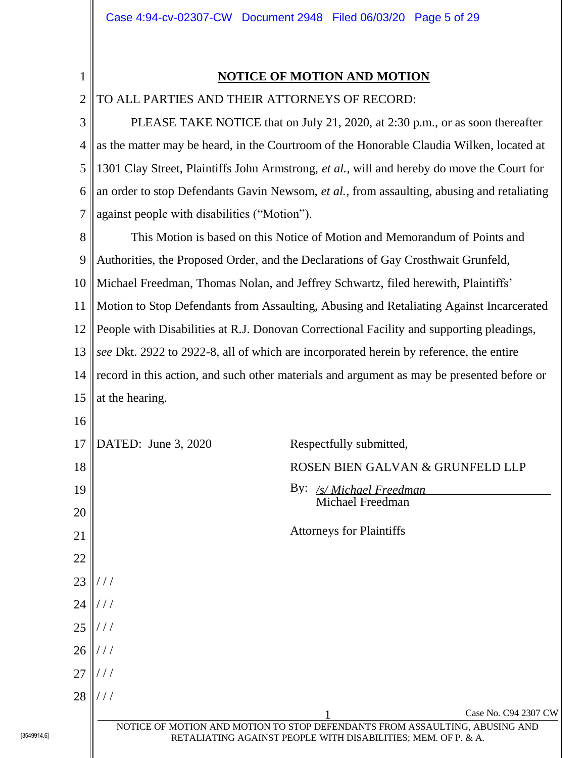## NOTICE OF MOTION AND MOTION

TO ALL PARTIES AND THEIR ATTORNEYS OF RECORD:

PLEASE TAKE NOTICE that on July 21, 2020, at 2:30 p.m., or as soon thereafter as the matter may be heard, in the Courtroom of the Honorable Claudia Wilken, located at 1301 Clay Street, Plaintiffs John Armstrong, *et al.*, will and hereby do move the Court for an order to stop Defendants Gavin Newsom, *et al.*, from assaulting, abusing and retaliating against people with disabilities ("Motion").

This Motion is based on this Notice of Motion and Memorandum of Points and Authorities, the Proposed Order, and the Declarations of Gay Crosthwait Grunfeld, Michael Freedman, Thomas Nolan, and Jeffrey Schwartz, filed herewith, Plaintiffs' Motion to Stop Defendants from Assaulting, Abusing and Retaliating Against Incarcerated People with Disabilities at R.J. Donovan Correctional Facility and supporting pleadings, *see* Dkt. 2922 to 2922-8, all of which are incorporated herein by reference, the entire record in this action, and such other materials and argument as may be presented before or at the hearing.

DATED: June 3, 2020

Respectfully submitted,

ROSEN BIEN GALVAN & GRUNFELD LLP

By: */s/ Michael Freedman*
Michael Freedman

Attorneys for Plaintiffs

/ / /

/ / /

/ / /

/ / /

/ / /

/ / /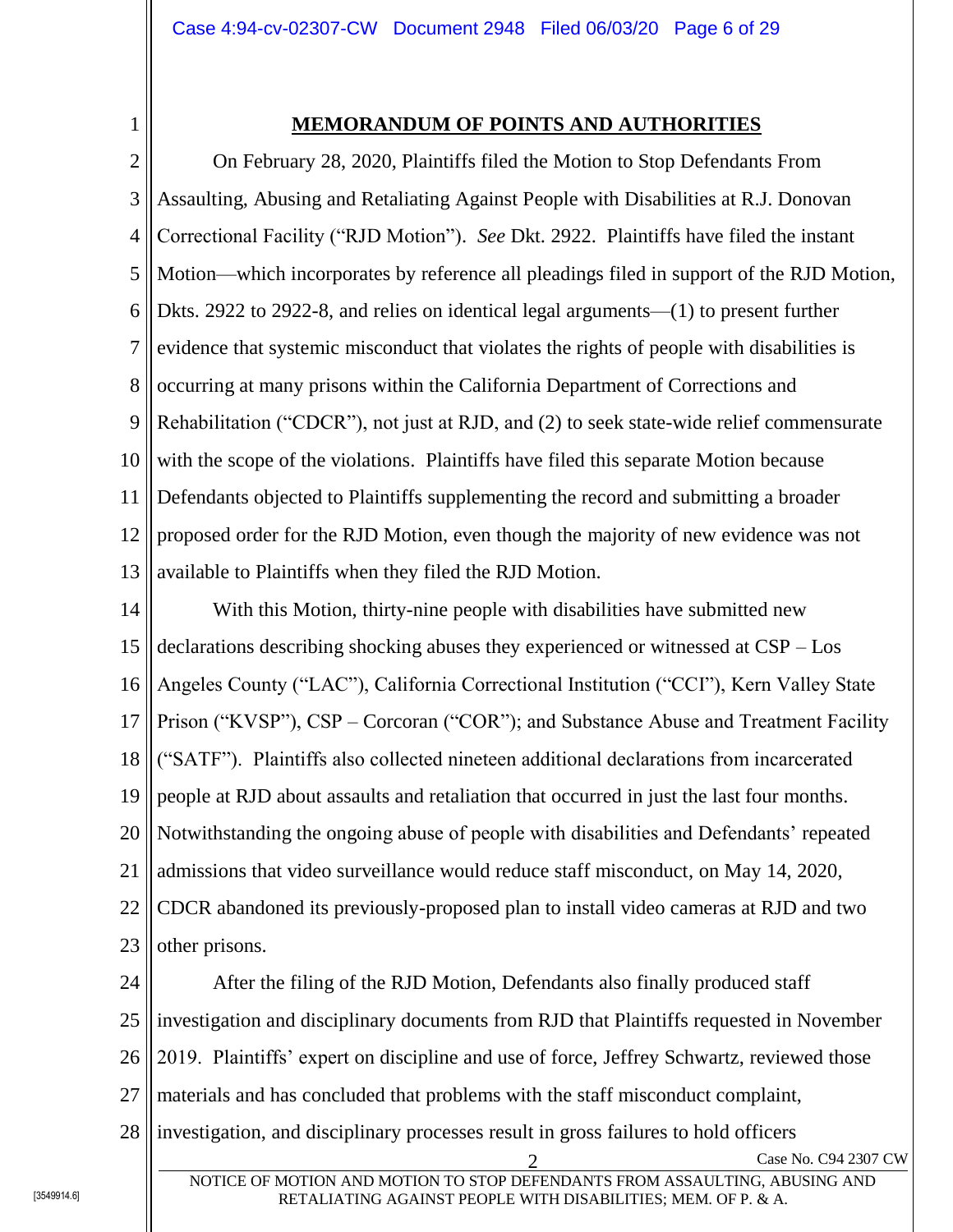## MEMORANDUM OF POINTS AND AUTHORITIES

On February 28, 2020, Plaintiffs filed the Motion to Stop Defendants From Assaulting, Abusing and Retaliating Against People with Disabilities at R.J. Donovan Correctional Facility ("RJD Motion"). *See* Dkt. 2922. Plaintiffs have filed the instant Motion—which incorporates by reference all pleadings filed in support of the RJD Motion, Dkts. 2922 to 2922-8, and relies on identical legal arguments—(1) to present further evidence that systemic misconduct that violates the rights of people with disabilities is occurring at many prisons within the California Department of Corrections and Rehabilitation ("CDCR"), not just at RJD, and (2) to seek state-wide relief commensurate with the scope of the violations. Plaintiffs have filed this separate Motion because Defendants objected to Plaintiffs supplementing the record and submitting a broader proposed order for the RJD Motion, even though the majority of new evidence was not available to Plaintiffs when they filed the RJD Motion.

With this Motion, thirty-nine people with disabilities have submitted new declarations describing shocking abuses they experienced or witnessed at CSP – Los Angeles County ("LAC"), California Correctional Institution ("CCI"), Kern Valley State Prison ("KVSP"), CSP – Corcoran ("COR"); and Substance Abuse and Treatment Facility ("SATF"). Plaintiffs also collected nineteen additional declarations from incarcerated people at RJD about assaults and retaliation that occurred in just the last four months. Notwithstanding the ongoing abuse of people with disabilities and Defendants' repeated admissions that video surveillance would reduce staff misconduct, on May 14, 2020, CDCR abandoned its previously-proposed plan to install video cameras at RJD and two other prisons.

After the filing of the RJD Motion, Defendants also finally produced staff investigation and disciplinary documents from RJD that Plaintiffs requested in November 2019. Plaintiffs' expert on discipline and use of force, Jeffrey Schwartz, reviewed those materials and has concluded that problems with the staff misconduct complaint, investigation, and disciplinary processes result in gross failures to hold officers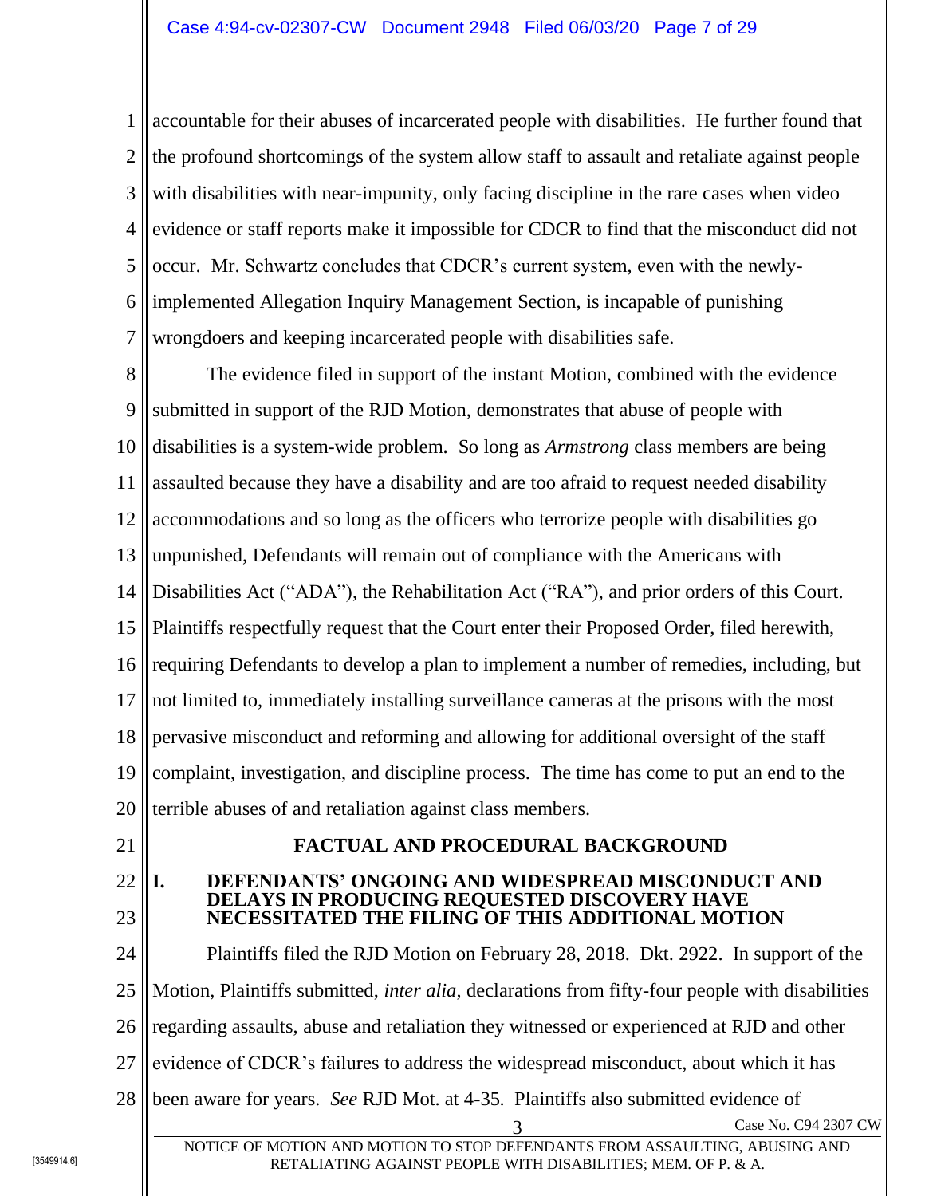accountable for their abuses of incarcerated people with disabilities. He further found that the profound shortcomings of the system allow staff to assault and retaliate against people with disabilities with near-impunity, only facing discipline in the rare cases when video evidence or staff reports make it impossible for CDCR to find that the misconduct did not occur. Mr. Schwartz concludes that CDCR's current system, even with the newly-implemented Allegation Inquiry Management Section, is incapable of punishing wrongdoers and keeping incarcerated people with disabilities safe.

The evidence filed in support of the instant Motion, combined with the evidence submitted in support of the RJD Motion, demonstrates that abuse of people with disabilities is a system-wide problem. So long as *Armstrong* class members are being assaulted because they have a disability and are too afraid to request needed disability accommodations and so long as the officers who terrorize people with disabilities go unpunished, Defendants will remain out of compliance with the Americans with Disabilities Act ("ADA"), the Rehabilitation Act ("RA"), and prior orders of this Court. Plaintiffs respectfully request that the Court enter their Proposed Order, filed herewith, requiring Defendants to develop a plan to implement a number of remedies, including, but not limited to, immediately installing surveillance cameras at the prisons with the most pervasive misconduct and reforming and allowing for additional oversight of the staff complaint, investigation, and discipline process. The time has come to put an end to the terrible abuses of and retaliation against class members.

## FACTUAL AND PROCEDURAL BACKGROUND

### I. DEFENDANTS' ONGOING AND WIDESPREAD MISCONDUCT AND DELAYS IN PRODUCING REQUESTED DISCOVERY HAVE NECESSITATED THE FILING OF THIS ADDITIONAL MOTION

Plaintiffs filed the RJD Motion on February 28, 2018. Dkt. 2922. In support of the Motion, Plaintiffs submitted, *inter alia*, declarations from fifty-four people with disabilities regarding assaults, abuse and retaliation they witnessed or experienced at RJD and other evidence of CDCR's failures to address the widespread misconduct, about which it has been aware for years. *See* RJD Mot. at 4-35. Plaintiffs also submitted evidence of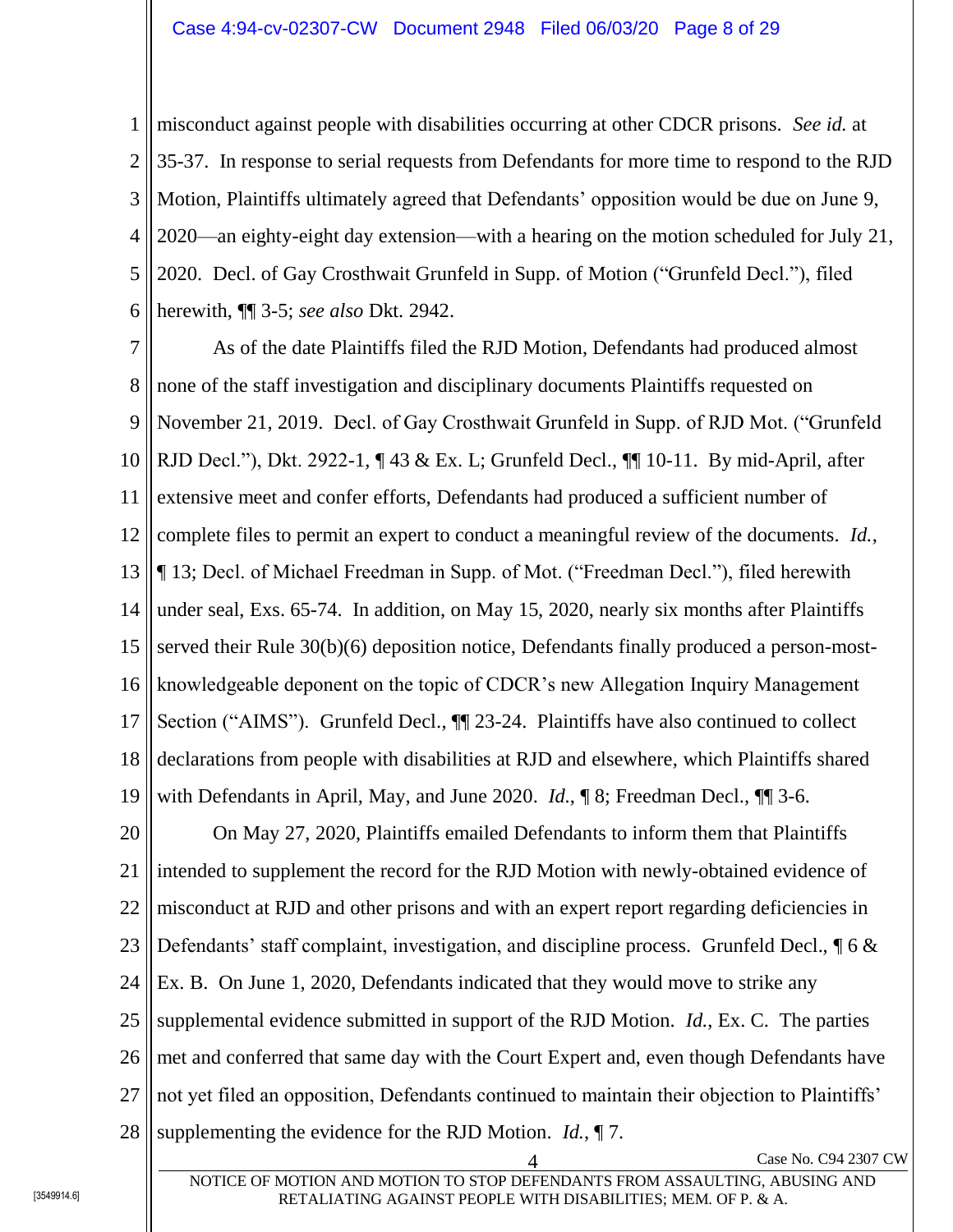misconduct against people with disabilities occurring at other CDCR prisons. *See id.* at 35-37. In response to serial requests from Defendants for more time to respond to the RJD Motion, Plaintiffs ultimately agreed that Defendants' opposition would be due on June 9, 2020—an eighty-eight day extension—with a hearing on the motion scheduled for July 21, 2020. Decl. of Gay Crosthwait Grunfeld in Supp. of Motion ("Grunfeld Decl."), filed herewith, ¶¶ 3-5; *see also* Dkt. 2942.

As of the date Plaintiffs filed the RJD Motion, Defendants had produced almost none of the staff investigation and disciplinary documents Plaintiffs requested on November 21, 2019. Decl. of Gay Crosthwait Grunfeld in Supp. of RJD Mot. ("Grunfeld RJD Decl."), Dkt. 2922-1, ¶ 43 & Ex. L; Grunfeld Decl., ¶¶ 10-11. By mid-April, after extensive meet and confer efforts, Defendants had produced a sufficient number of complete files to permit an expert to conduct a meaningful review of the documents. *Id.*, ¶ 13; Decl. of Michael Freedman in Supp. of Mot. ("Freedman Decl."), filed herewith under seal, Exs. 65-74. In addition, on May 15, 2020, nearly six months after Plaintiffs served their Rule 30(b)(6) deposition notice, Defendants finally produced a person-most-knowledgeable deponent on the topic of CDCR's new Allegation Inquiry Management Section ("AIMS"). Grunfeld Decl., ¶¶ 23-24. Plaintiffs have also continued to collect declarations from people with disabilities at RJD and elsewhere, which Plaintiffs shared with Defendants in April, May, and June 2020. *Id.*, ¶ 8; Freedman Decl., ¶¶ 3-6.

On May 27, 2020, Plaintiffs emailed Defendants to inform them that Plaintiffs intended to supplement the record for the RJD Motion with newly-obtained evidence of misconduct at RJD and other prisons and with an expert report regarding deficiencies in Defendants' staff complaint, investigation, and discipline process. Grunfeld Decl., ¶ 6 & Ex. B. On June 1, 2020, Defendants indicated that they would move to strike any supplemental evidence submitted in support of the RJD Motion. *Id.*, Ex. C. The parties met and conferred that same day with the Court Expert and, even though Defendants have not yet filed an opposition, Defendants continued to maintain their objection to Plaintiffs' supplementing the evidence for the RJD Motion. *Id.*, ¶ 7.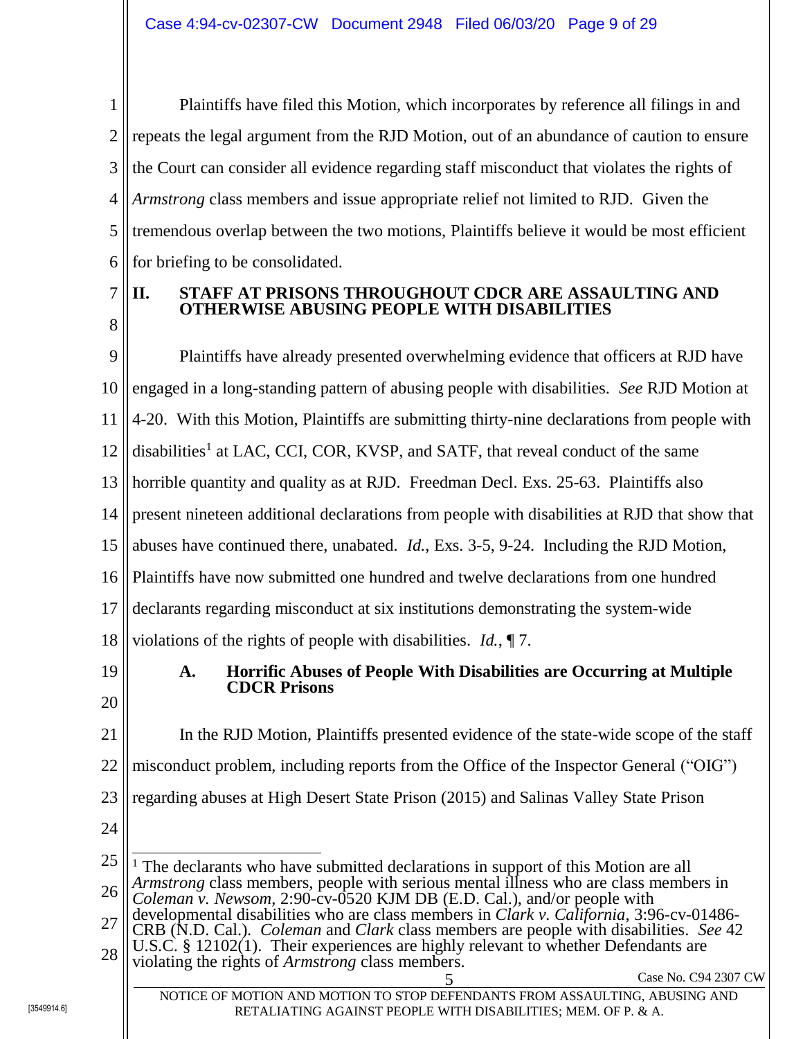Plaintiffs have filed this Motion, which incorporates by reference all filings in and repeats the legal argument from the RJD Motion, out of an abundance of caution to ensure the Court can consider all evidence regarding staff misconduct that violates the rights of *Armstrong* class members and issue appropriate relief not limited to RJD. Given the tremendous overlap between the two motions, Plaintiffs believe it would be most efficient for briefing to be consolidated.

## II. STAFF AT PRISONS THROUGHOUT CDCR ARE ASSAULTING AND OTHERWISE ABUSING PEOPLE WITH DISABILITIES

Plaintiffs have already presented overwhelming evidence that officers at RJD have engaged in a long-standing pattern of abusing people with disabilities. *See* RJD Motion at 4-20. With this Motion, Plaintiffs are submitting thirty-nine declarations from people with disabilities[1] at LAC, CCI, COR, KVSP, and SATF, that reveal conduct of the same horrible quantity and quality as at RJD. Freedman Decl. Exs. 25-63. Plaintiffs also present nineteen additional declarations from people with disabilities at RJD that show that abuses have continued there, unabated. *Id.*, Exs. 3-5, 9-24. Including the RJD Motion, Plaintiffs have now submitted one hundred and twelve declarations from one hundred declarants regarding misconduct at six institutions demonstrating the system-wide violations of the rights of people with disabilities. *Id.*, ¶ 7.

### A. Horrific Abuses of People With Disabilities are Occurring at Multiple CDCR Prisons

In the RJD Motion, Plaintiffs presented evidence of the state-wide scope of the staff misconduct problem, including reports from the Office of the Inspector General ("OIG") regarding abuses at High Desert State Prison (2015) and Salinas Valley State Prison

---

[1] The declarants who have submitted declarations in support of this Motion are all *Armstrong* class members, people with serious mental illness who are class members in *Coleman v. Newsom*, 2:90-cv-0520 KJM DB (E.D. Cal.), and/or people with developmental disabilities who are class members in *Clark v. California*, 3:96-cv-01486-CRB (N.D. Cal.). *Coleman* and *Clark* class members are people with disabilities. *See* 42 U.S.C. § 12102(1). Their experiences are highly relevant to whether Defendants are violating the rights of *Armstrong* class members.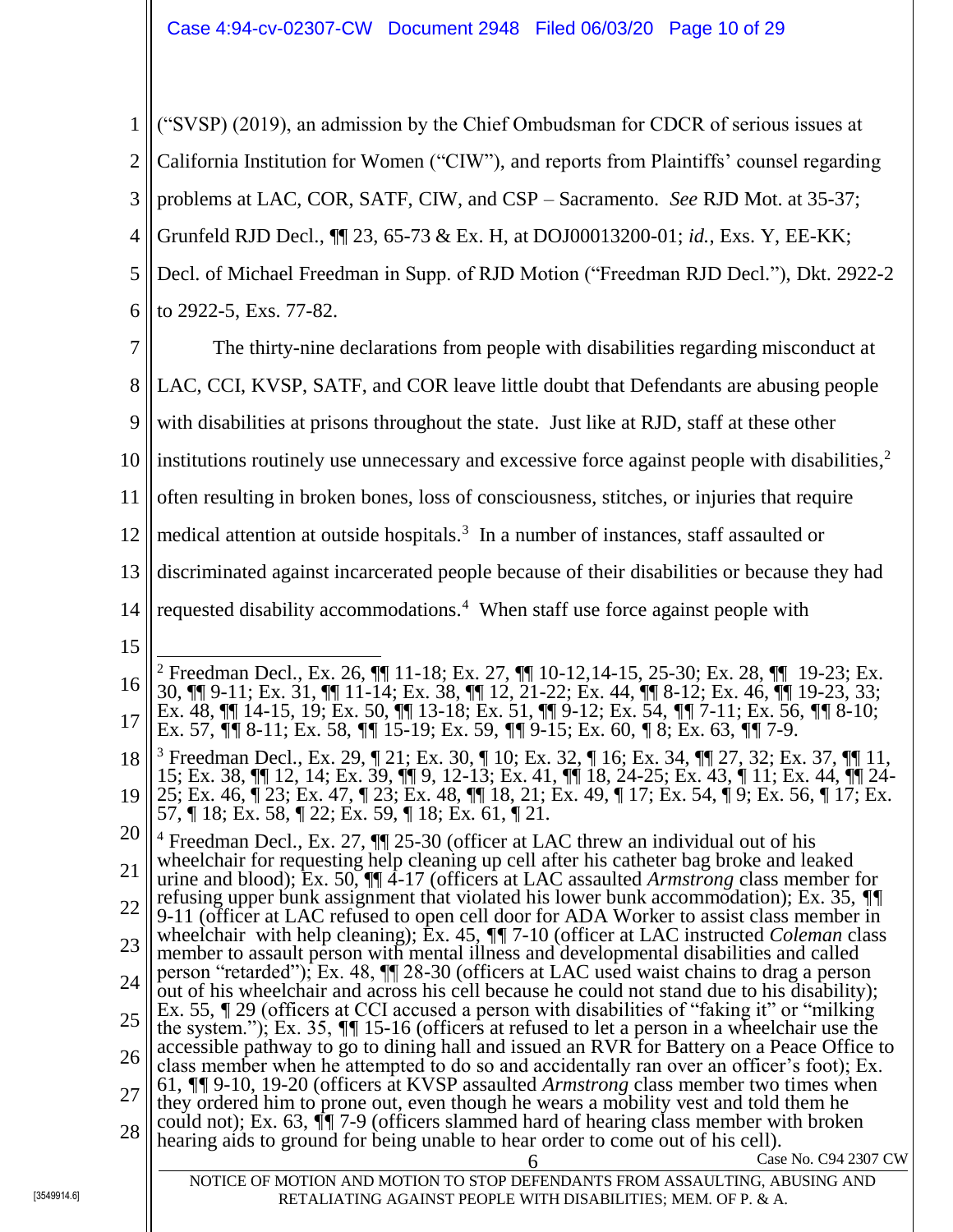("SVSP) (2019), an admission by the Chief Ombudsman for CDCR of serious issues at California Institution for Women ("CIW"), and reports from Plaintiffs' counsel regarding problems at LAC, COR, SATF, CIW, and CSP – Sacramento. *See* RJD Mot. at 35-37; Grunfeld RJD Decl., ¶¶ 23, 65-73 & Ex. H, at DOJ00013200-01; *id.*, Exs. Y, EE-KK; Decl. of Michael Freedman in Supp. of RJD Motion ("Freedman RJD Decl."), Dkt. 2922-2 to 2922-5, Exs. 77-82.

The thirty-nine declarations from people with disabilities regarding misconduct at LAC, CCI, KVSP, SATF, and COR leave little doubt that Defendants are abusing people with disabilities at prisons throughout the state. Just like at RJD, staff at these other institutions routinely use unnecessary and excessive force against people with disabilities,[2] often resulting in broken bones, loss of consciousness, stitches, or injuries that require medical attention at outside hospitals.[3] In a number of instances, staff assaulted or discriminated against incarcerated people because of their disabilities or because they had requested disability accommodations.[4] When staff use force against people with

---

[2] Freedman Decl., Ex. 26, ¶¶ 11-18; Ex. 27, ¶¶ 10-12,14-15, 25-30; Ex. 28, ¶¶ 19-23; Ex. 30, ¶¶ 9-11; Ex. 31, ¶¶ 11-14; Ex. 38, ¶¶ 12, 21-22; Ex. 44, ¶¶ 8-12; Ex. 46, ¶¶ 19-23, 33; Ex. 48, ¶¶ 14-15, 19; Ex. 50, ¶¶ 13-18; Ex. 51, ¶¶ 9-12; Ex. 54, ¶¶ 7-11; Ex. 56, ¶¶ 8-10; Ex. 57, ¶¶ 8-11; Ex. 58, ¶¶ 15-19; Ex. 59, ¶¶ 9-15; Ex. 60, ¶ 8; Ex. 63, ¶¶ 7-9.

[3] Freedman Decl., Ex. 29, ¶ 21; Ex. 30, ¶ 10; Ex. 32, ¶ 16; Ex. 34, ¶¶ 27, 32; Ex. 37, ¶¶ 11, 15; Ex. 38, ¶¶ 12, 14; Ex. 39, ¶¶ 9, 12-13; Ex. 41, ¶¶ 18, 24-25; Ex. 43, ¶ 11; Ex. 44, ¶¶ 24-25; Ex. 46, ¶ 23; Ex. 47, ¶ 23; Ex. 48, ¶¶ 18, 21; Ex. 49, ¶ 17; Ex. 54, ¶ 9; Ex. 56, ¶ 17; Ex. 57, ¶ 18; Ex. 58, ¶ 22; Ex. 59, ¶ 18; Ex. 61, ¶ 21.

[4] Freedman Decl., Ex. 27, ¶¶ 25-30 (officer at LAC threw an individual out of his wheelchair for requesting help cleaning up cell after his catheter bag broke and leaked urine and blood); Ex. 50, ¶¶ 4-17 (officers at LAC assaulted *Armstrong* class member for refusing upper bunk assignment that violated his lower bunk accommodation); Ex. 35, ¶¶ 9-11 (officer at LAC refused to open cell door for ADA Worker to assist class member in wheelchair with help cleaning); Ex. 45, ¶¶ 7-10 (officer at LAC instructed *Coleman* class member to assault person with mental illness and developmental disabilities and called person "retarded"); Ex. 48, ¶¶ 28-30 (officers at LAC used waist chains to drag a person out of his wheelchair and across his cell because he could not stand due to his disability); Ex. 55, ¶ 29 (officers at CCI accused a person with disabilities of "faking it" or "milking the system."); Ex. 35, ¶¶ 15-16 (officers at refused to let a person in a wheelchair use the accessible pathway to go to dining hall and issued an RVR for Battery on a Peace Office to class member when he attempted to do so and accidentally ran over an officer's foot); Ex. 61, ¶¶ 9-10, 19-20 (officers at KVSP assaulted *Armstrong* class member two times when they ordered him to prone out, even though he wears a mobility vest and told them he could not); Ex. 63, ¶¶ 7-9 (officers slammed hard of hearing class member with broken hearing aids to ground for being unable to hear order to come out of his cell).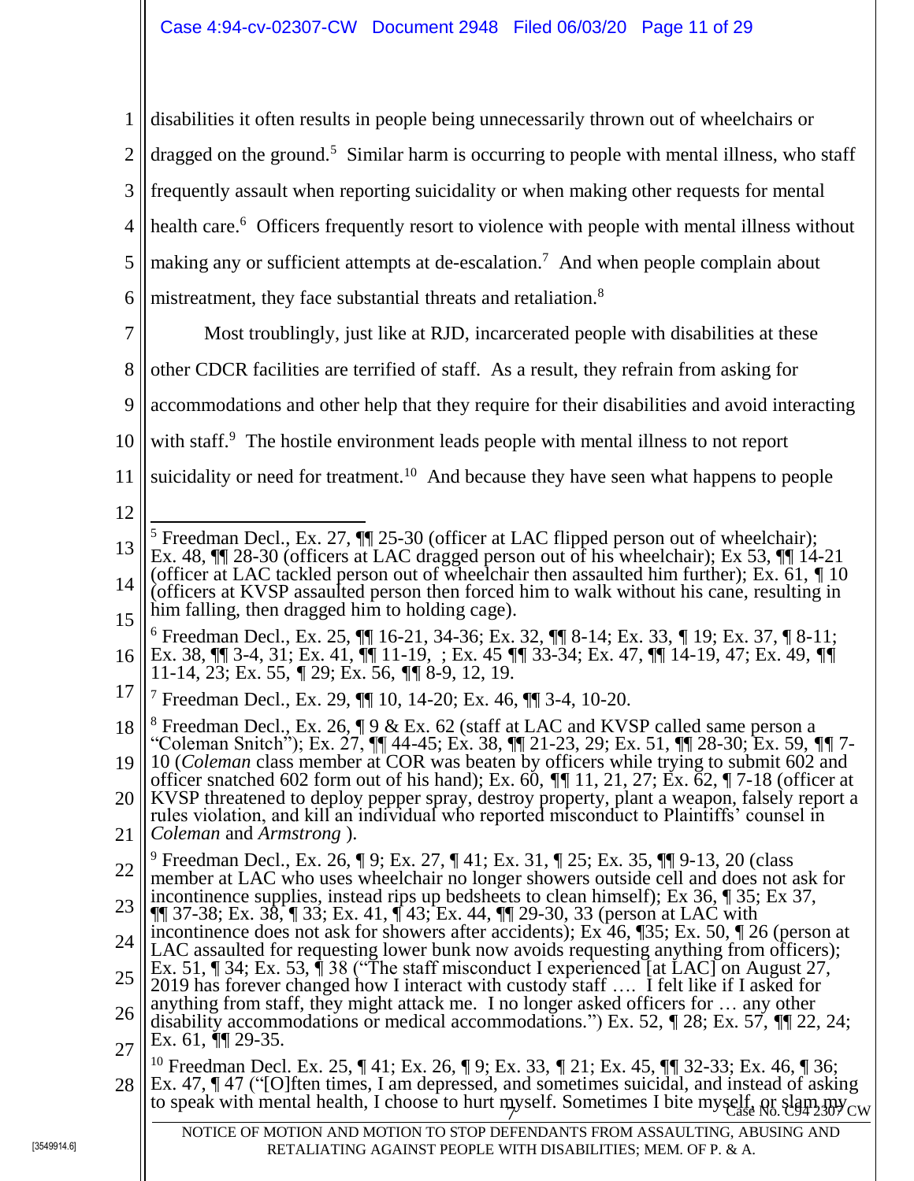disabilities it often results in people being unnecessarily thrown out of wheelchairs or dragged on the ground.[5] Similar harm is occurring to people with mental illness, who staff frequently assault when reporting suicidality or when making other requests for mental health care.[6] Officers frequently resort to violence with people with mental illness without making any or sufficient attempts at de-escalation.[7] And when people complain about mistreatment, they face substantial threats and retaliation.[8]

Most troublingly, just like at RJD, incarcerated people with disabilities at these other CDCR facilities are terrified of staff. As a result, they refrain from asking for accommodations and other help that they require for their disabilities and avoid interacting with staff.[9] The hostile environment leads people with mental illness to not report suicidality or need for treatment.[10] And because they have seen what happens to people

---

[5] Freedman Decl., Ex. 27, ¶¶ 25-30 (officer at LAC flipped person out of wheelchair); Ex. 48, ¶¶ 28-30 (officers at LAC dragged person out of his wheelchair); Ex 53, ¶¶ 14-21 (officer at LAC tackled person out of wheelchair then assaulted him further); Ex. 61, ¶ 10 (officers at KVSP assaulted person then forced him to walk without his cane, resulting in him falling, then dragged him to holding cage).

[6] Freedman Decl., Ex. 25, ¶¶ 16-21, 34-36; Ex. 32, ¶¶ 8-14; Ex. 33, ¶ 19; Ex. 37, ¶ 8-11; Ex. 38, ¶¶ 3-4, 31; Ex. 41, ¶¶ 11-19, ; Ex. 45 ¶¶ 33-34; Ex. 47, ¶¶ 14-19, 47; Ex. 49, ¶¶ 11-14, 23; Ex. 55, ¶ 29; Ex. 56, ¶¶ 8-9, 12, 19.

[7] Freedman Decl., Ex. 29, ¶¶ 10, 14-20; Ex. 46, ¶¶ 3-4, 10-20.

[8] Freedman Decl., Ex. 26, ¶ 9 & Ex. 62 (staff at LAC and KVSP called same person a "Coleman Snitch"); Ex. 27, ¶¶ 44-45; Ex. 38, ¶¶ 21-23, 29; Ex. 51, ¶¶ 28-30; Ex. 59, ¶¶ 7-10 (*Coleman* class member at COR was beaten by officers while trying to submit 602 and officer snatched 602 form out of his hand); Ex. 60, ¶¶ 11, 21, 27; Ex. 62, ¶ 7-18 (officer at KVSP threatened to deploy pepper spray, destroy property, plant a weapon, falsely report a rules violation, and kill an individual who reported misconduct to Plaintiffs' counsel in *Coleman* and *Armstrong* ).

[9] Freedman Decl., Ex. 26, ¶ 9; Ex. 27, ¶ 41; Ex. 31, ¶ 25; Ex. 35, ¶¶ 9-13, 20 (class member at LAC who uses wheelchair no longer showers outside cell and does not ask for incontinence supplies, instead rips up bedsheets to clean himself); Ex 36, ¶ 35; Ex 37, ¶¶ 37-38; Ex. 38, ¶ 33; Ex. 41, ¶ 43; Ex. 44, ¶¶ 29-30, 33 (person at LAC with incontinence does not ask for showers after accidents); Ex 46, ¶35; Ex. 50, ¶ 26 (person at LAC assaulted for requesting lower bunk now avoids requesting anything from officers); Ex. 51, ¶ 34; Ex. 53, ¶ 38 ("The staff misconduct I experienced [at LAC] on August 27, 2019 has forever changed how I interact with custody staff …. I felt like if I asked for anything from staff, they might attack me. I no longer asked officers for … any other disability accommodations or medical accommodations.") Ex. 52, ¶ 28; Ex. 57, ¶¶ 22, 24; Ex. 61, ¶¶ 29-35.

[10] Freedman Decl. Ex. 25, ¶ 41; Ex. 26, ¶ 9; Ex. 33, ¶ 21; Ex. 45, ¶¶ 32-33; Ex. 46, ¶ 36; Ex. 47, ¶ 47 ("[O]ften times, I am depressed, and sometimes suicidal, and instead of asking to speak with mental health, I choose to hurt myself. Sometimes I bite myself, or slam my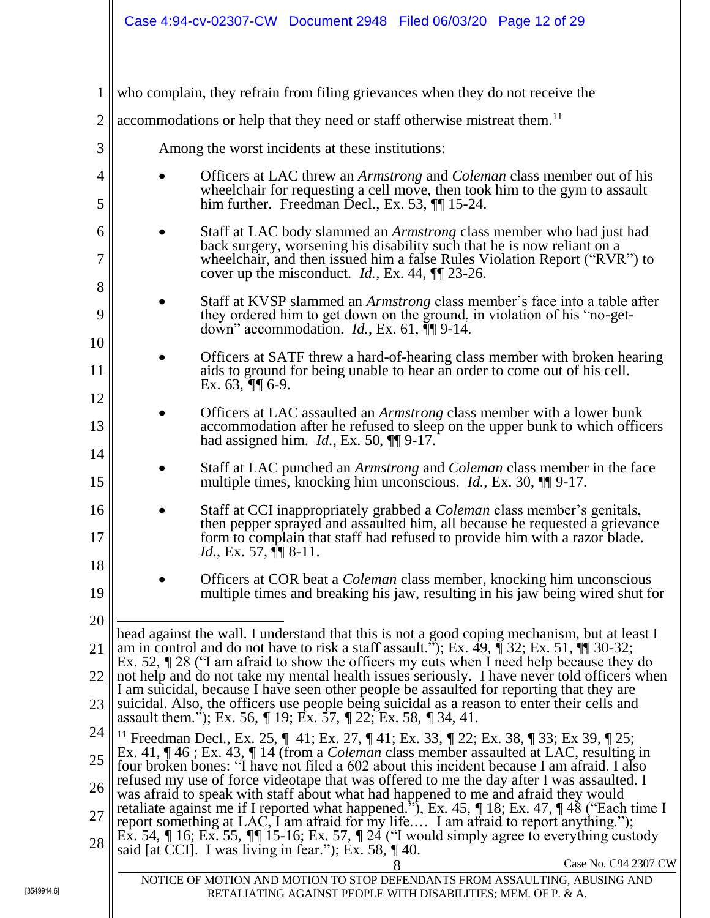who complain, they refrain from filing grievances when they do not receive the accommodations or help that they need or staff otherwise mistreat them.[11]

Among the worst incidents at these institutions:

- Officers at LAC threw an *Armstrong* and *Coleman* class member out of his wheelchair for requesting a cell move, then took him to the gym to assault him further. Freedman Decl., Ex. 53, ¶¶ 15-24.
- Staff at LAC body slammed an *Armstrong* class member who had just had back surgery, worsening his disability such that he is now reliant on a wheelchair, and then issued him a false Rules Violation Report ("RVR") to cover up the misconduct. *Id.*, Ex. 44, ¶¶ 23-26.
- Staff at KVSP slammed an *Armstrong* class member's face into a table after they ordered him to get down on the ground, in violation of his "no-get-down" accommodation. *Id.*, Ex. 61, ¶¶ 9-14.
- Officers at SATF threw a hard-of-hearing class member with broken hearing aids to ground for being unable to hear an order to come out of his cell. Ex. 63, ¶¶ 6-9.
- Officers at LAC assaulted an *Armstrong* class member with a lower bunk accommodation after he refused to sleep on the upper bunk to which officers had assigned him. *Id.*, Ex. 50, ¶¶ 9-17.
- Staff at LAC punched an *Armstrong* and *Coleman* class member in the face multiple times, knocking him unconscious. *Id.*, Ex. 30, ¶¶ 9-17.
- Staff at CCI inappropriately grabbed a *Coleman* class member's genitals, then pepper sprayed and assaulted him, all because he requested a grievance form to complain that staff had refused to provide him with a razor blade. *Id.*, Ex. 57, ¶¶ 8-11.
- Officers at COR beat a *Coleman* class member, knocking him unconscious multiple times and breaking his jaw, resulting in his jaw being wired shut for

---

head against the wall. I understand that this is not a good coping mechanism, but at least I am in control and do not have to risk a staff assault."); Ex. 49, ¶ 32; Ex. 51, ¶¶ 30-32; Ex. 52, ¶ 28 ("I am afraid to show the officers my cuts when I need help because they do not help and do not take my mental health issues seriously. I have never told officers when I am suicidal, because I have seen other people be assaulted for reporting that they are suicidal. Also, the officers use people being suicidal as a reason to enter their cells and assault them."); Ex. 56, ¶ 19; Ex. 57, ¶ 22; Ex. 58, ¶ 34, 41.

[11] Freedman Decl., Ex. 25, ¶ 41; Ex. 27, ¶ 41; Ex. 33, ¶ 22; Ex. 38, ¶ 33; Ex 39, ¶ 25; Ex. 41, ¶ 46 ; Ex. 43, ¶ 14 (from a *Coleman* class member assaulted at LAC, resulting in four broken bones: "I have not filed a 602 about this incident because I am afraid. I also refused my use of force videotape that was offered to me the day after I was assaulted. I was afraid to speak with staff about what had happened to me and afraid they would retaliate against me if I reported what happened."), Ex. 45, ¶ 18; Ex. 47, ¶ 48 ("Each time I report something at LAC, I am afraid for my life.… I am afraid to report anything."); Ex. 54, ¶ 16; Ex. 55, ¶¶ 15-16; Ex. 57, ¶ 24 ("I would simply agree to everything custody said [at CCI]. I was living in fear."); Ex. 58, ¶ 40.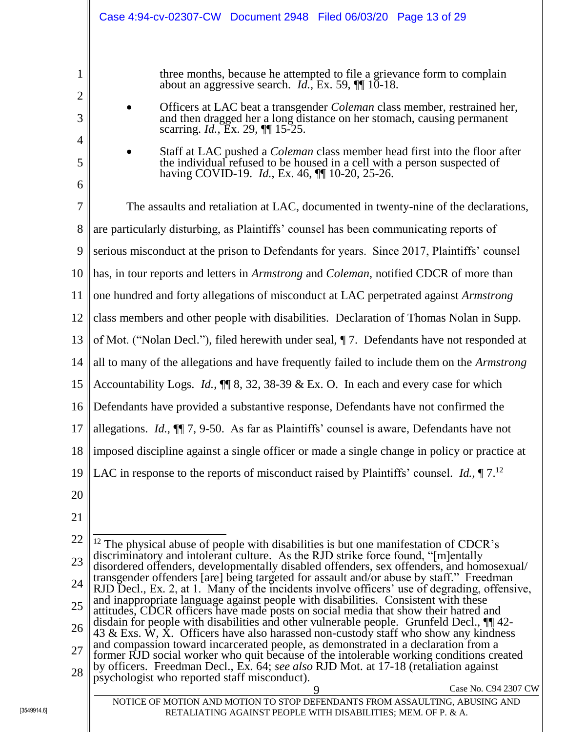three months, because he attempted to file a grievance form to complain about an aggressive search. *Id.*, Ex. 59, ¶¶ 10-18.

- Officers at LAC beat a transgender *Coleman* class member, restrained her, and then dragged her a long distance on her stomach, causing permanent scarring. *Id.*, Ex. 29, ¶¶ 15-25.

- Staff at LAC pushed a *Coleman* class member head first into the floor after the individual refused to be housed in a cell with a person suspected of having COVID-19. *Id.*, Ex. 46, ¶¶ 10-20, 25-26.

The assaults and retaliation at LAC, documented in twenty-nine of the declarations, are particularly disturbing, as Plaintiffs' counsel has been communicating reports of serious misconduct at the prison to Defendants for years. Since 2017, Plaintiffs' counsel has, in tour reports and letters in *Armstrong* and *Coleman*, notified CDCR of more than one hundred and forty allegations of misconduct at LAC perpetrated against *Armstrong* class members and other people with disabilities. Declaration of Thomas Nolan in Supp. of Mot. ("Nolan Decl."), filed herewith under seal, ¶ 7. Defendants have not responded at all to many of the allegations and have frequently failed to include them on the *Armstrong* Accountability Logs. *Id.*, ¶¶ 8, 32, 38-39 & Ex. O. In each and every case for which Defendants have provided a substantive response, Defendants have not confirmed the allegations. *Id.*, ¶¶ 7, 9-50. As far as Plaintiffs' counsel is aware, Defendants have not imposed discipline against a single officer or made a single change in policy or practice at LAC in response to the reports of misconduct raised by Plaintiffs' counsel. *Id.*, ¶ 7.[12]

---

[12] The physical abuse of people with disabilities is but one manifestation of CDCR's discriminatory and intolerant culture. As the RJD strike force found, "[m]entally disordered offenders, developmentally disabled offenders, sex offenders, and homosexual/ transgender offenders [are] being targeted for assault and/or abuse by staff." Freedman RJD Decl., Ex. 2, at 1. Many of the incidents involve officers' use of degrading, offensive, and inappropriate language against people with disabilities. Consistent with these attitudes, CDCR officers have made posts on social media that show their hatred and disdain for people with disabilities and other vulnerable people. Grunfeld Decl., ¶¶ 42-43 & Exs. W, X. Officers have also harassed non-custody staff who show any kindness and compassion toward incarcerated people, as demonstrated in a declaration from a former RJD social worker who quit because of the intolerable working conditions created by officers. Freedman Decl., Ex. 64; *see also* RJD Mot. at 17-18 (retaliation against psychologist who reported staff misconduct).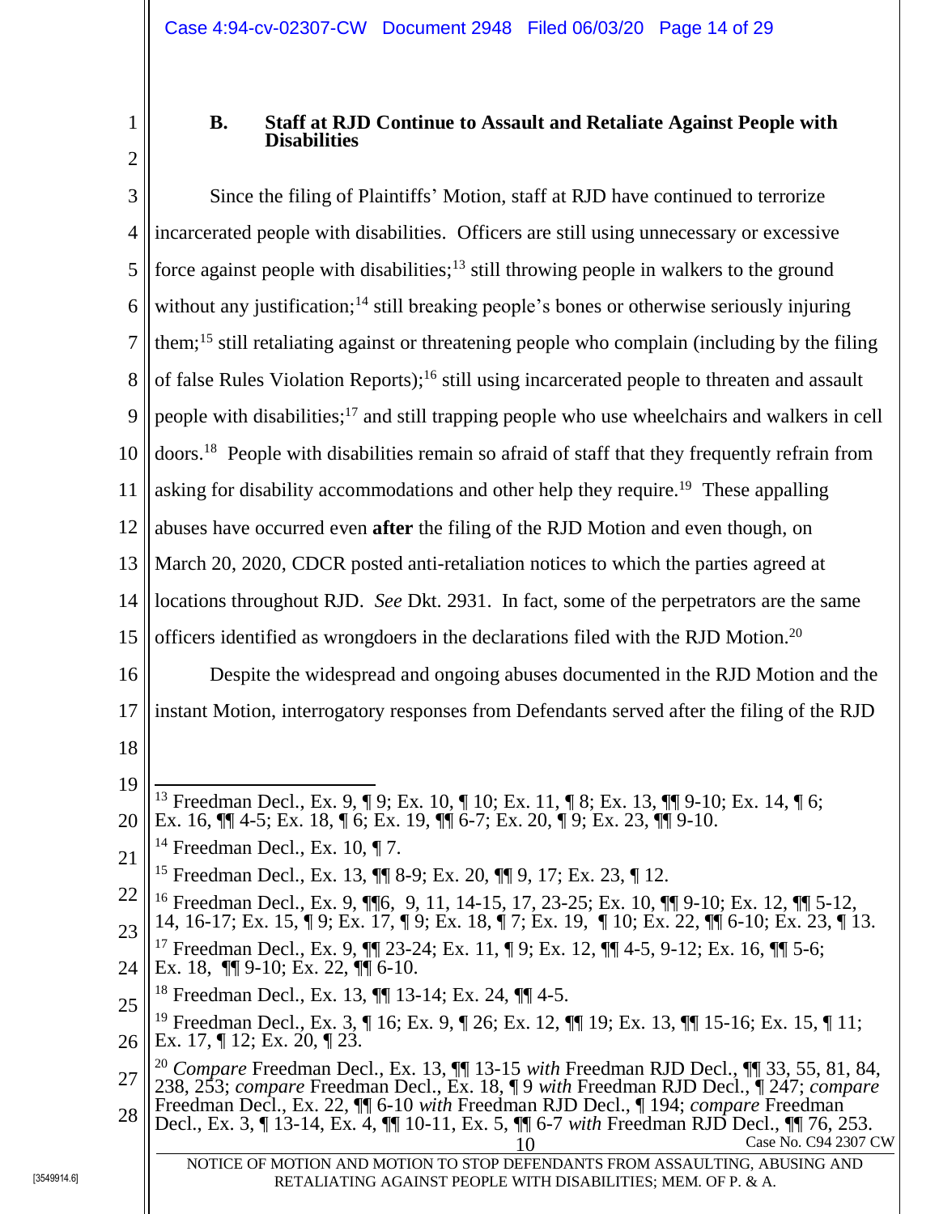### B. Staff at RJD Continue to Assault and Retaliate Against People with Disabilities

Since the filing of Plaintiffs' Motion, staff at RJD have continued to terrorize incarcerated people with disabilities. Officers are still using unnecessary or excessive force against people with disabilities;[13] still throwing people in walkers to the ground without any justification;[14] still breaking people's bones or otherwise seriously injuring them;[15] still retaliating against or threatening people who complain (including by the filing of false Rules Violation Reports);[16] still using incarcerated people to threaten and assault people with disabilities;[17] and still trapping people who use wheelchairs and walkers in cell doors.[18] People with disabilities remain so afraid of staff that they frequently refrain from asking for disability accommodations and other help they require.[19] These appalling abuses have occurred even **after** the filing of the RJD Motion and even though, on March 20, 2020, CDCR posted anti-retaliation notices to which the parties agreed at locations throughout RJD. *See* Dkt. 2931. In fact, some of the perpetrators are the same officers identified as wrongdoers in the declarations filed with the RJD Motion.[20]

Despite the widespread and ongoing abuses documented in the RJD Motion and the instant Motion, interrogatory responses from Defendants served after the filing of the RJD

---

[13] Freedman Decl., Ex. 9, ¶ 9; Ex. 10, ¶ 10; Ex. 11, ¶ 8; Ex. 13, ¶¶ 9-10; Ex. 14, ¶ 6; Ex. 16, ¶¶ 4-5; Ex. 18, ¶ 6; Ex. 19, ¶¶ 6-7; Ex. 20, ¶ 9; Ex. 23, ¶¶ 9-10.

[14] Freedman Decl., Ex. 10, ¶ 7.

[15] Freedman Decl., Ex. 13, ¶¶ 8-9; Ex. 20, ¶¶ 9, 17; Ex. 23, ¶ 12.

[16] Freedman Decl., Ex. 9, ¶¶6, 9, 11, 14-15, 17, 23-25; Ex. 10, ¶¶ 9-10; Ex. 12, ¶¶ 5-12, 14, 16-17; Ex. 15, ¶ 9; Ex. 17, ¶ 9; Ex. 18, ¶ 7; Ex. 19, ¶ 10; Ex. 22, ¶¶ 6-10; Ex. 23, ¶ 13.

[17] Freedman Decl., Ex. 9, ¶¶ 23-24; Ex. 11, ¶ 9; Ex. 12, ¶¶ 4-5, 9-12; Ex. 16, ¶¶ 5-6; Ex. 18, ¶¶ 9-10; Ex. 22, ¶¶ 6-10.

[18] Freedman Decl., Ex. 13, ¶¶ 13-14; Ex. 24, ¶¶ 4-5.

[19] Freedman Decl., Ex. 3, ¶ 16; Ex. 9, ¶ 26; Ex. 12, ¶¶ 19; Ex. 13, ¶¶ 15-16; Ex. 15, ¶ 11; Ex. 17, ¶ 12; Ex. 20, ¶ 23.

[20] *Compare* Freedman Decl., Ex. 13, ¶¶ 13-15 *with* Freedman RJD Decl., ¶¶ 33, 55, 81, 84, 238, 253; *compare* Freedman Decl., Ex. 18, ¶ 9 *with* Freedman RJD Decl., ¶ 247; *compare* Freedman Decl., Ex. 22, ¶¶ 6-10 *with* Freedman RJD Decl., ¶ 194; *compare* Freedman Decl., Ex. 3, ¶ 13-14, Ex. 4, ¶¶ 10-11, Ex. 5, ¶¶ 6-7 *with* Freedman RJD Decl., ¶¶ 76, 253.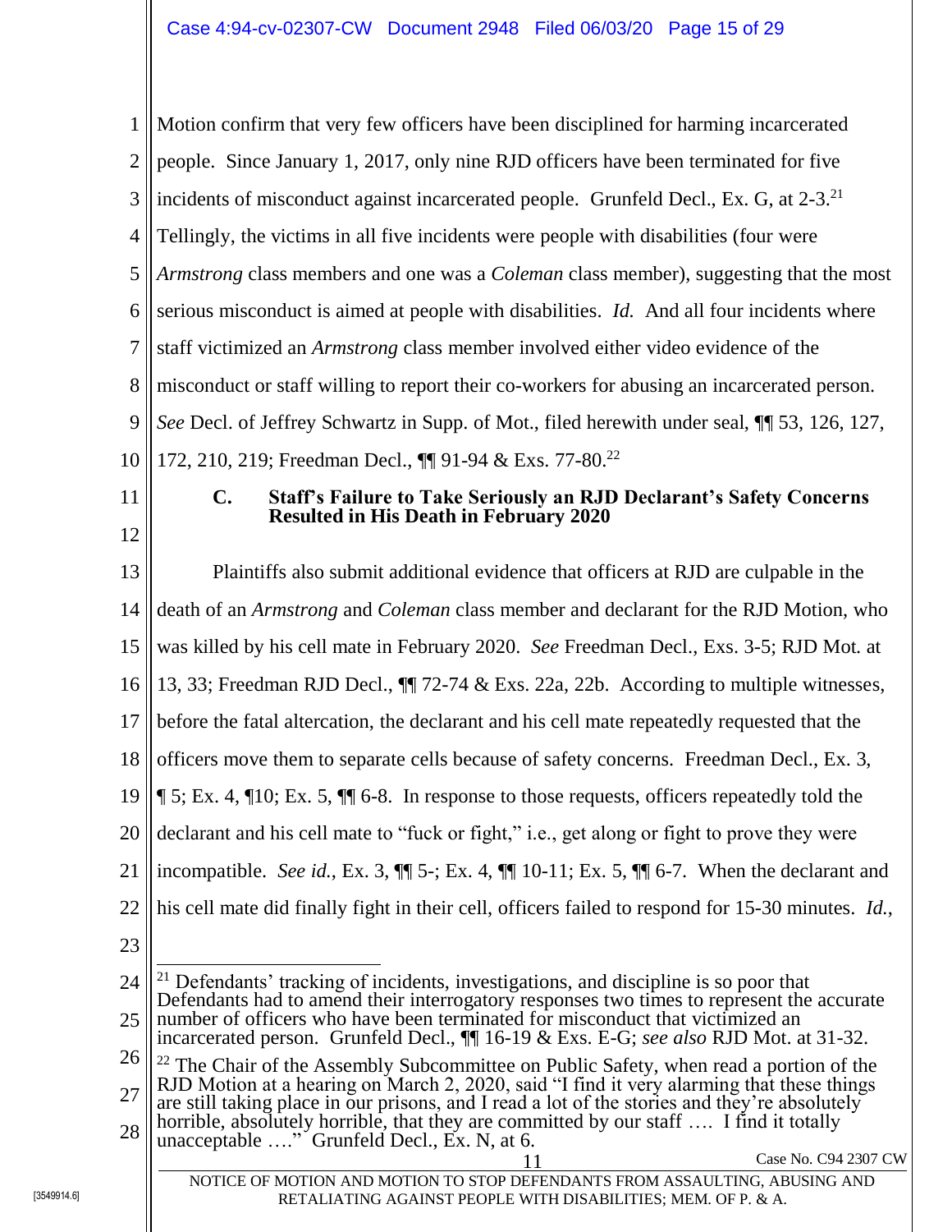Motion confirm that very few officers have been disciplined for harming incarcerated people. Since January 1, 2017, only nine RJD officers have been terminated for five incidents of misconduct against incarcerated people. Grunfeld Decl., Ex. G, at 2-3.[21] Tellingly, the victims in all five incidents were people with disabilities (four were *Armstrong* class members and one was a *Coleman* class member), suggesting that the most serious misconduct is aimed at people with disabilities. *Id.* And all four incidents where staff victimized an *Armstrong* class member involved either video evidence of the misconduct or staff willing to report their co-workers for abusing an incarcerated person. *See* Decl. of Jeffrey Schwartz in Supp. of Mot., filed herewith under seal, ¶¶ 53, 126, 127, 172, 210, 219; Freedman Decl., ¶¶ 91-94 & Exs. 77-80.[22]

### C. Staff's Failure to Take Seriously an RJD Declarant's Safety Concerns Resulted in His Death in February 2020

Plaintiffs also submit additional evidence that officers at RJD are culpable in the death of an *Armstrong* and *Coleman* class member and declarant for the RJD Motion, who was killed by his cell mate in February 2020. *See* Freedman Decl., Exs. 3-5; RJD Mot. at 13, 33; Freedman RJD Decl., ¶¶ 72-74 & Exs. 22a, 22b. According to multiple witnesses, before the fatal altercation, the declarant and his cell mate repeatedly requested that the officers move them to separate cells because of safety concerns. Freedman Decl., Ex. 3, ¶ 5; Ex. 4, ¶10; Ex. 5, ¶¶ 6-8. In response to those requests, officers repeatedly told the declarant and his cell mate to "fuck or fight," i.e., get along or fight to prove they were incompatible. *See id.*, Ex. 3, ¶¶ 5-; Ex. 4, ¶¶ 10-11; Ex. 5, ¶¶ 6-7. When the declarant and his cell mate did finally fight in their cell, officers failed to respond for 15-30 minutes. *Id.*,

---

[21] Defendants' tracking of incidents, investigations, and discipline is so poor that Defendants had to amend their interrogatory responses two times to represent the accurate number of officers who have been terminated for misconduct that victimized an incarcerated person. Grunfeld Decl., ¶¶ 16-19 & Exs. E-G; *see also* RJD Mot. at 31-32.

[22] The Chair of the Assembly Subcommittee on Public Safety, when read a portion of the RJD Motion at a hearing on March 2, 2020, said "I find it very alarming that these things are still taking place in our prisons, and I read a lot of the stories and they're absolutely horrible, absolutely horrible, that they are committed by our staff …. I find it totally unacceptable …." Grunfeld Decl., Ex. N, at 6.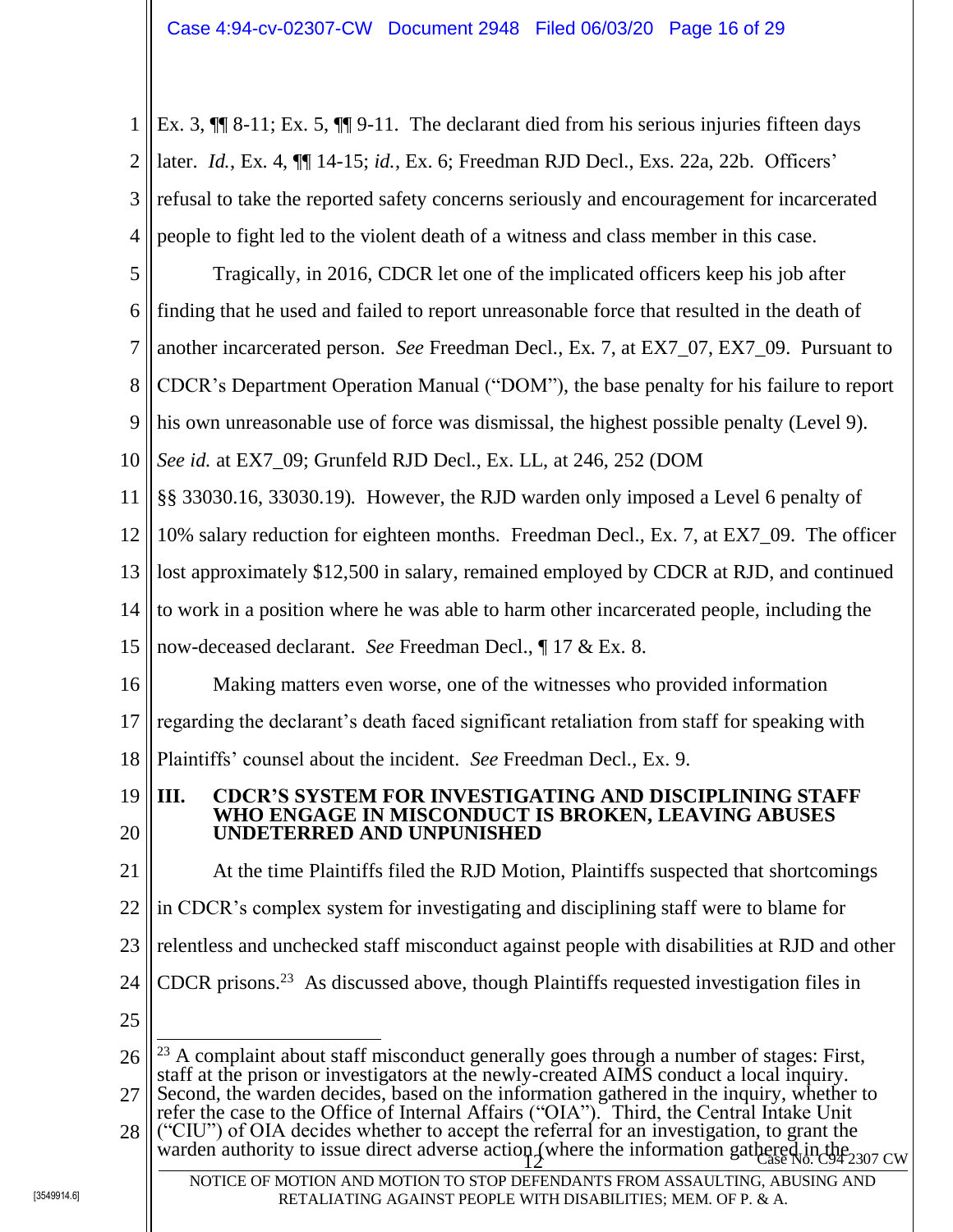Ex. 3, ¶¶ 8-11; Ex. 5, ¶¶ 9-11. The declarant died from his serious injuries fifteen days later. *Id.*, Ex. 4, ¶¶ 14-15; *id.*, Ex. 6; Freedman RJD Decl., Exs. 22a, 22b. Officers' refusal to take the reported safety concerns seriously and encouragement for incarcerated people to fight led to the violent death of a witness and class member in this case.

Tragically, in 2016, CDCR let one of the implicated officers keep his job after finding that he used and failed to report unreasonable force that resulted in the death of another incarcerated person. *See* Freedman Decl., Ex. 7, at EX7_07, EX7_09. Pursuant to CDCR's Department Operation Manual ("DOM"), the base penalty for his failure to report his own unreasonable use of force was dismissal, the highest possible penalty (Level 9). *See id.* at EX7_09; Grunfeld RJD Decl., Ex. LL, at 246, 252 (DOM §§ 33030.16, 33030.19). However, the RJD warden only imposed a Level 6 penalty of 10% salary reduction for eighteen months. Freedman Decl., Ex. 7, at EX7_09. The officer lost approximately $12,500 in salary, remained employed by CDCR at RJD, and continued to work in a position where he was able to harm other incarcerated people, including the now-deceased declarant. *See* Freedman Decl., ¶ 17 & Ex. 8.

Making matters even worse, one of the witnesses who provided information regarding the declarant's death faced significant retaliation from staff for speaking with Plaintiffs' counsel about the incident. *See* Freedman Decl., Ex. 9.

## III. CDCR'S SYSTEM FOR INVESTIGATING AND DISCIPLINING STAFF WHO ENGAGE IN MISCONDUCT IS BROKEN, LEAVING ABUSES UNDETERRED AND UNPUNISHED

At the time Plaintiffs filed the RJD Motion, Plaintiffs suspected that shortcomings in CDCR's complex system for investigating and disciplining staff were to blame for relentless and unchecked staff misconduct against people with disabilities at RJD and other CDCR prisons.[23] As discussed above, though Plaintiffs requested investigation files in

---

[23] A complaint about staff misconduct generally goes through a number of stages: First, staff at the prison or investigators at the newly-created AIMS conduct a local inquiry. Second, the warden decides, based on the information gathered in the inquiry, whether to refer the case to the Office of Internal Affairs ("OIA"). Third, the Central Intake Unit ("CIU") of OIA decides whether to accept the referral for an investigation, to grant the warden authority to issue direct adverse action (where the information gathered in the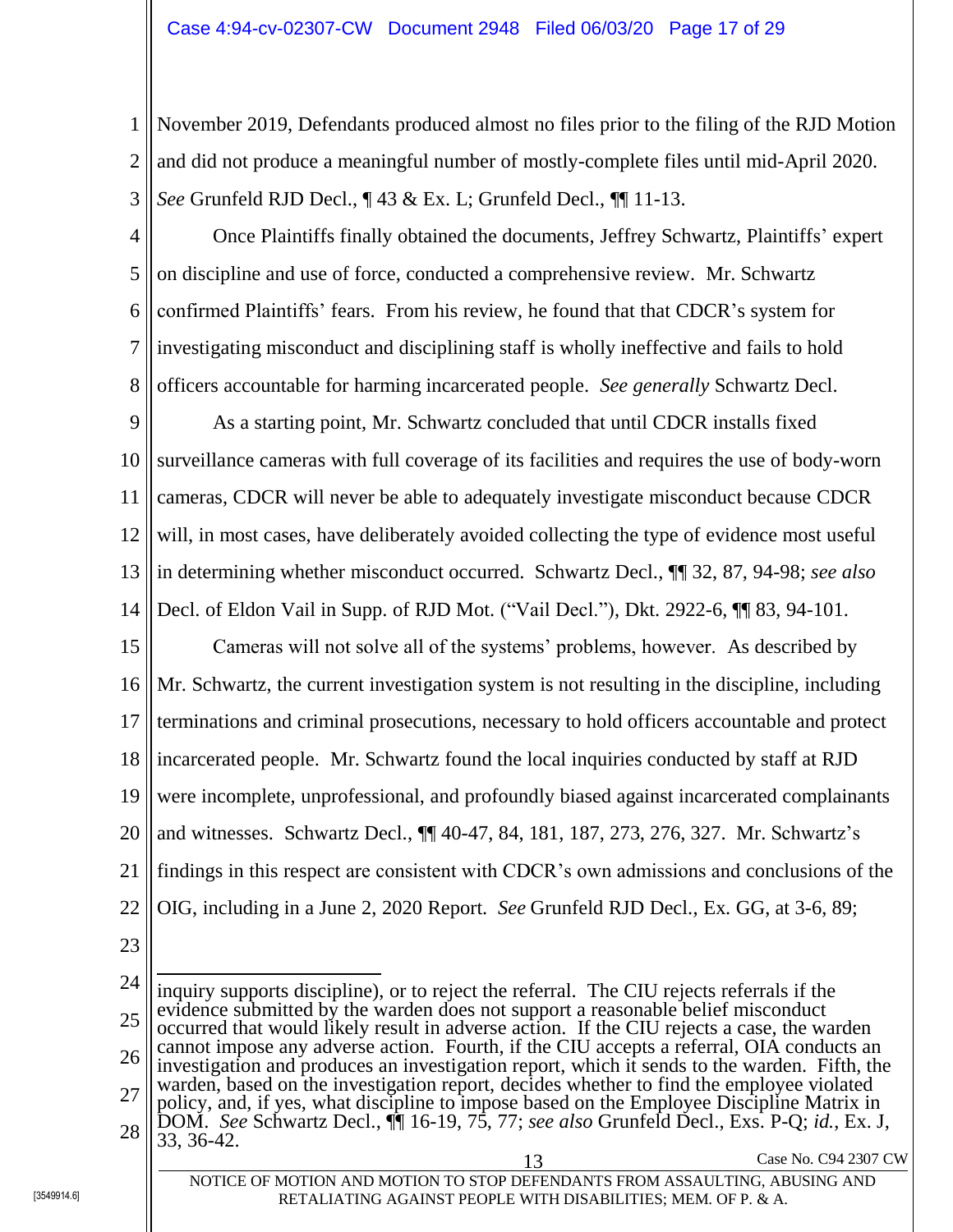November 2019, Defendants produced almost no files prior to the filing of the RJD Motion and did not produce a meaningful number of mostly-complete files until mid-April 2020. *See* Grunfeld RJD Decl., ¶ 43 & Ex. L; Grunfeld Decl., ¶¶ 11-13.

Once Plaintiffs finally obtained the documents, Jeffrey Schwartz, Plaintiffs' expert on discipline and use of force, conducted a comprehensive review. Mr. Schwartz confirmed Plaintiffs' fears. From his review, he found that that CDCR's system for investigating misconduct and disciplining staff is wholly ineffective and fails to hold officers accountable for harming incarcerated people. *See generally* Schwartz Decl.

As a starting point, Mr. Schwartz concluded that until CDCR installs fixed surveillance cameras with full coverage of its facilities and requires the use of body-worn cameras, CDCR will never be able to adequately investigate misconduct because CDCR will, in most cases, have deliberately avoided collecting the type of evidence most useful in determining whether misconduct occurred. Schwartz Decl., ¶¶ 32, 87, 94-98; *see also* Decl. of Eldon Vail in Supp. of RJD Mot. ("Vail Decl."), Dkt. 2922-6, ¶¶ 83, 94-101.

Cameras will not solve all of the systems' problems, however. As described by Mr. Schwartz, the current investigation system is not resulting in the discipline, including terminations and criminal prosecutions, necessary to hold officers accountable and protect incarcerated people. Mr. Schwartz found the local inquiries conducted by staff at RJD were incomplete, unprofessional, and profoundly biased against incarcerated complainants and witnesses. Schwartz Decl., ¶¶ 40-47, 84, 181, 187, 273, 276, 327. Mr. Schwartz's findings in this respect are consistent with CDCR's own admissions and conclusions of the OIG, including in a June 2, 2020 Report. *See* Grunfeld RJD Decl., Ex. GG, at 3-6, 89;

---

inquiry supports discipline), or to reject the referral. The CIU rejects referrals if the evidence submitted by the warden does not support a reasonable belief misconduct occurred that would likely result in adverse action. If the CIU rejects a case, the warden cannot impose any adverse action. Fourth, if the CIU accepts a referral, OIA conducts an investigation and produces an investigation report, which it sends to the warden. Fifth, the warden, based on the investigation report, decides whether to find the employee violated policy, and, if yes, what discipline to impose based on the Employee Discipline Matrix in DOM. *See* Schwartz Decl., ¶¶ 16-19, 75, 77; *see also* Grunfeld Decl., Exs. P-Q; *id.*, Ex. J, 33, 36-42.

NOTICE OF MOTION AND MOTION TO STOP DEFENDANTS FROM ASSAULTING, ABUSING AND RETALIATING AGAINST PEOPLE WITH DISABILITIES; MEM. OF P. & A.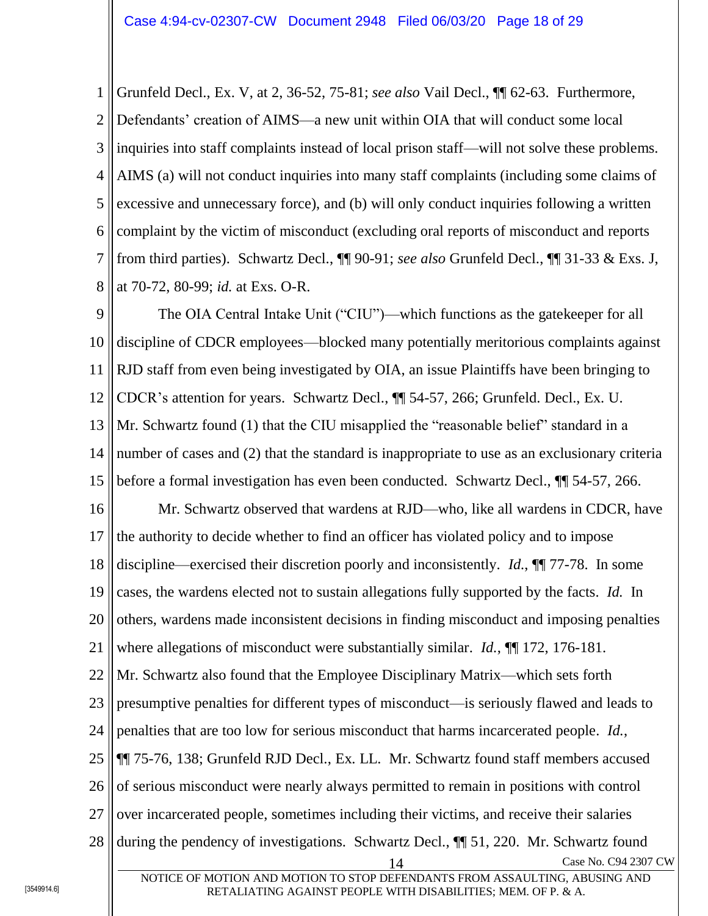Grunfeld Decl., Ex. V, at 2, 36-52, 75-81; *see also* Vail Decl., ¶¶ 62-63. Furthermore, Defendants' creation of AIMS—a new unit within OIA that will conduct some local inquiries into staff complaints instead of local prison staff—will not solve these problems. AIMS (a) will not conduct inquiries into many staff complaints (including some claims of excessive and unnecessary force), and (b) will only conduct inquiries following a written complaint by the victim of misconduct (excluding oral reports of misconduct and reports from third parties). Schwartz Decl., ¶¶ 90-91; *see also* Grunfeld Decl., ¶¶ 31-33 & Exs. J, at 70-72, 80-99; *id.* at Exs. O-R.

The OIA Central Intake Unit ("CIU")—which functions as the gatekeeper for all discipline of CDCR employees—blocked many potentially meritorious complaints against RJD staff from even being investigated by OIA, an issue Plaintiffs have been bringing to CDCR's attention for years. Schwartz Decl., ¶¶ 54-57, 266; Grunfeld. Decl., Ex. U. Mr. Schwartz found (1) that the CIU misapplied the "reasonable belief" standard in a number of cases and (2) that the standard is inappropriate to use as an exclusionary criteria before a formal investigation has even been conducted. Schwartz Decl., ¶¶ 54-57, 266.

Mr. Schwartz observed that wardens at RJD—who, like all wardens in CDCR, have the authority to decide whether to find an officer has violated policy and to impose discipline—exercised their discretion poorly and inconsistently. *Id.*, ¶¶ 77-78. In some cases, the wardens elected not to sustain allegations fully supported by the facts. *Id.* In others, wardens made inconsistent decisions in finding misconduct and imposing penalties where allegations of misconduct were substantially similar. *Id.*, ¶¶ 172, 176-181. Mr. Schwartz also found that the Employee Disciplinary Matrix—which sets forth presumptive penalties for different types of misconduct—is seriously flawed and leads to penalties that are too low for serious misconduct that harms incarcerated people. *Id.*, ¶¶ 75-76, 138; Grunfeld RJD Decl., Ex. LL. Mr. Schwartz found staff members accused of serious misconduct were nearly always permitted to remain in positions with control over incarcerated people, sometimes including their victims, and receive their salaries during the pendency of investigations. Schwartz Decl., ¶¶ 51, 220. Mr. Schwartz found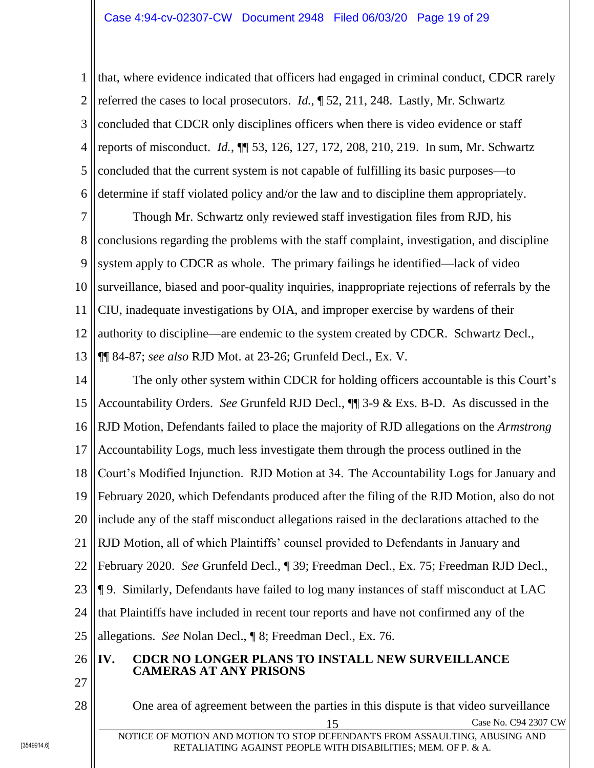that, where evidence indicated that officers had engaged in criminal conduct, CDCR rarely referred the cases to local prosecutors. *Id.*, ¶ 52, 211, 248. Lastly, Mr. Schwartz concluded that CDCR only disciplines officers when there is video evidence or staff reports of misconduct. *Id.*, ¶¶ 53, 126, 127, 172, 208, 210, 219. In sum, Mr. Schwartz concluded that the current system is not capable of fulfilling its basic purposes—to determine if staff violated policy and/or the law and to discipline them appropriately.

Though Mr. Schwartz only reviewed staff investigation files from RJD, his conclusions regarding the problems with the staff complaint, investigation, and discipline system apply to CDCR as whole. The primary failings he identified—lack of video surveillance, biased and poor-quality inquiries, inappropriate rejections of referrals by the CIU, inadequate investigations by OIA, and improper exercise by wardens of their authority to discipline—are endemic to the system created by CDCR. Schwartz Decl., ¶¶ 84-87; *see also* RJD Mot. at 23-26; Grunfeld Decl., Ex. V.

The only other system within CDCR for holding officers accountable is this Court's Accountability Orders. *See* Grunfeld RJD Decl., ¶¶ 3-9 & Exs. B-D. As discussed in the RJD Motion, Defendants failed to place the majority of RJD allegations on the *Armstrong* Accountability Logs, much less investigate them through the process outlined in the Court's Modified Injunction. RJD Motion at 34. The Accountability Logs for January and February 2020, which Defendants produced after the filing of the RJD Motion, also do not include any of the staff misconduct allegations raised in the declarations attached to the RJD Motion, all of which Plaintiffs' counsel provided to Defendants in January and February 2020. *See* Grunfeld Decl., ¶ 39; Freedman Decl., Ex. 75; Freedman RJD Decl., ¶ 9. Similarly, Defendants have failed to log many instances of staff misconduct at LAC that Plaintiffs have included in recent tour reports and have not confirmed any of the allegations. *See* Nolan Decl., ¶ 8; Freedman Decl., Ex. 76.

## IV. CDCR NO LONGER PLANS TO INSTALL NEW SURVEILLANCE CAMERAS AT ANY PRISONS

One area of agreement between the parties in this dispute is that video surveillance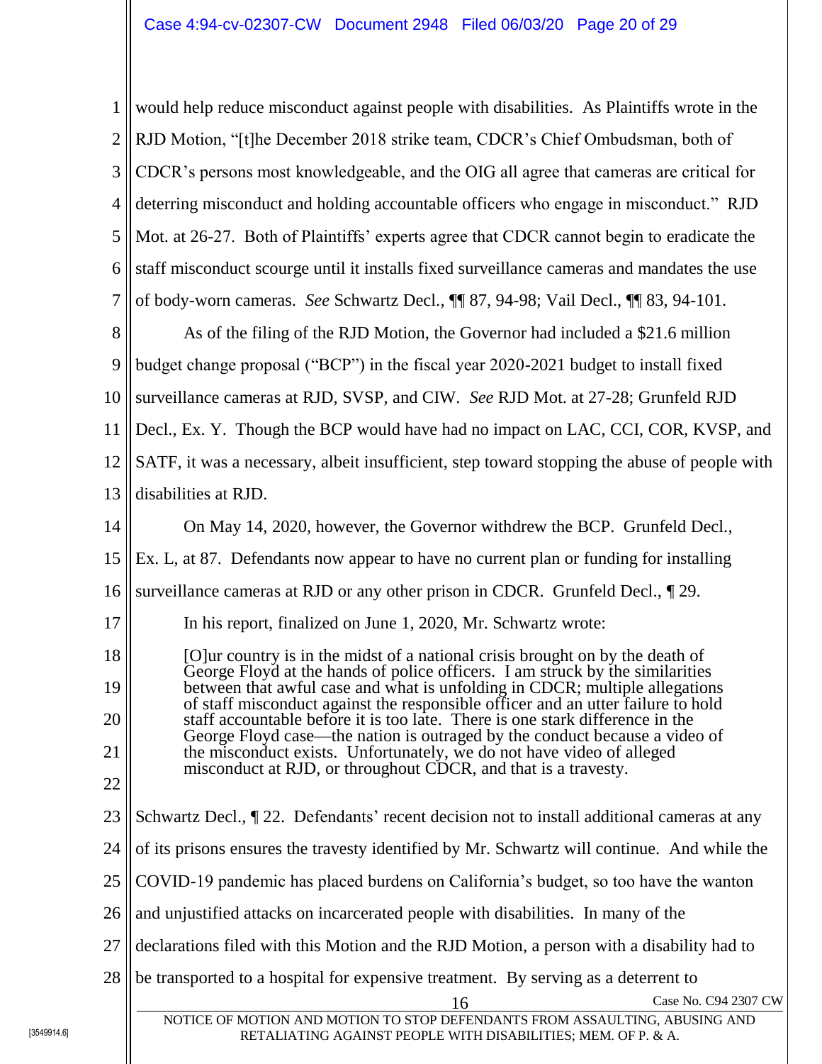would help reduce misconduct against people with disabilities. As Plaintiffs wrote in the RJD Motion, "[t]he December 2018 strike team, CDCR's Chief Ombudsman, both of CDCR's persons most knowledgeable, and the OIG all agree that cameras are critical for deterring misconduct and holding accountable officers who engage in misconduct." RJD Mot. at 26-27. Both of Plaintiffs' experts agree that CDCR cannot begin to eradicate the staff misconduct scourge until it installs fixed surveillance cameras and mandates the use of body-worn cameras. *See* Schwartz Decl., ¶¶ 87, 94-98; Vail Decl., ¶¶ 83, 94-101.

As of the filing of the RJD Motion, the Governor had included a $21.6 million budget change proposal ("BCP") in the fiscal year 2020-2021 budget to install fixed surveillance cameras at RJD, SVSP, and CIW. *See* RJD Mot. at 27-28; Grunfeld RJD Decl., Ex. Y. Though the BCP would have had no impact on LAC, CCI, COR, KVSP, and SATF, it was a necessary, albeit insufficient, step toward stopping the abuse of people with disabilities at RJD.

On May 14, 2020, however, the Governor withdrew the BCP. Grunfeld Decl., Ex. L, at 87. Defendants now appear to have no current plan or funding for installing surveillance cameras at RJD or any other prison in CDCR. Grunfeld Decl., ¶ 29.

In his report, finalized on June 1, 2020, Mr. Schwartz wrote:

> [O]ur country is in the midst of a national crisis brought on by the death of George Floyd at the hands of police officers. I am struck by the similarities between that awful case and what is unfolding in CDCR; multiple allegations of staff misconduct against the responsible officer and an utter failure to hold staff accountable before it is too late. There is one stark difference in the George Floyd case—the nation is outraged by the conduct because a video of the misconduct exists. Unfortunately, we do not have video of alleged misconduct at RJD, or throughout CDCR, and that is a travesty.

Schwartz Decl., ¶ 22. Defendants' recent decision not to install additional cameras at any of its prisons ensures the travesty identified by Mr. Schwartz will continue. And while the COVID-19 pandemic has placed burdens on California's budget, so too have the wanton and unjustified attacks on incarcerated people with disabilities. In many of the declarations filed with this Motion and the RJD Motion, a person with a disability had to be transported to a hospital for expensive treatment. By serving as a deterrent to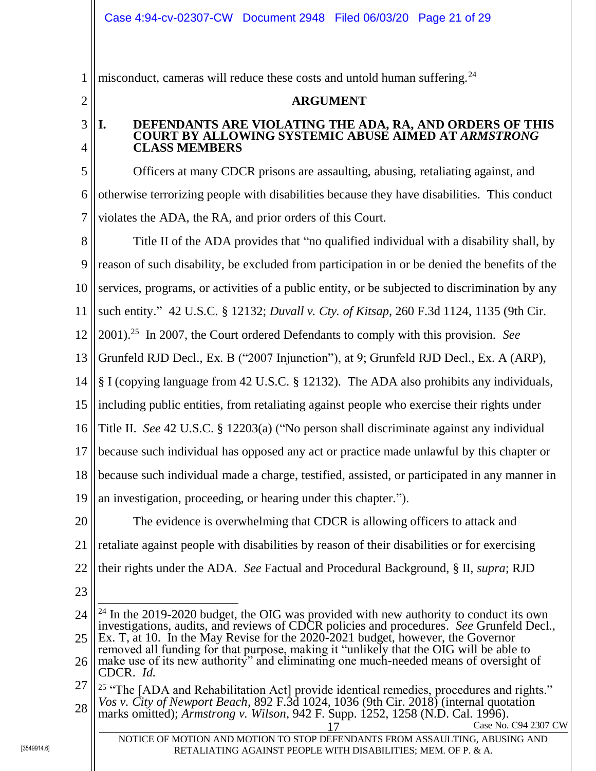misconduct, cameras will reduce these costs and untold human suffering.[24]

## ARGUMENT

### I. DEFENDANTS ARE VIOLATING THE ADA, RA, AND ORDERS OF THIS COURT BY ALLOWING SYSTEMIC ABUSE AIMED AT *ARMSTRONG* CLASS MEMBERS

Officers at many CDCR prisons are assaulting, abusing, retaliating against, and otherwise terrorizing people with disabilities because they have disabilities. This conduct violates the ADA, the RA, and prior orders of this Court.

Title II of the ADA provides that "no qualified individual with a disability shall, by reason of such disability, be excluded from participation in or be denied the benefits of the services, programs, or activities of a public entity, or be subjected to discrimination by any such entity." 42 U.S.C. § 12132; *Duvall v. Cty. of Kitsap*, 260 F.3d 1124, 1135 (9th Cir. 2001).[25] In 2007, the Court ordered Defendants to comply with this provision. *See* Grunfeld RJD Decl., Ex. B ("2007 Injunction"), at 9; Grunfeld RJD Decl., Ex. A (ARP), § I (copying language from 42 U.S.C. § 12132). The ADA also prohibits any individuals, including public entities, from retaliating against people who exercise their rights under Title II. *See* 42 U.S.C. § 12203(a) ("No person shall discriminate against any individual because such individual has opposed any act or practice made unlawful by this chapter or because such individual made a charge, testified, assisted, or participated in any manner in an investigation, proceeding, or hearing under this chapter.").

The evidence is overwhelming that CDCR is allowing officers to attack and retaliate against people with disabilities by reason of their disabilities or for exercising their rights under the ADA. *See* Factual and Procedural Background, § II, *supra*; RJD

---

[24] In the 2019-2020 budget, the OIG was provided with new authority to conduct its own investigations, audits, and reviews of CDCR policies and procedures. *See* Grunfeld Decl., Ex. T, at 10. In the May Revise for the 2020-2021 budget, however, the Governor removed all funding for that purpose, making it "unlikely that the OIG will be able to make use of its new authority" and eliminating one much-needed means of oversight of CDCR. *Id.*

[25] "The [ADA and Rehabilitation Act] provide identical remedies, procedures and rights." *Vos v. City of Newport Beach*, 892 F.3d 1024, 1036 (9th Cir. 2018) (internal quotation marks omitted); *Armstrong v. Wilson*, 942 F. Supp. 1252, 1258 (N.D. Cal. 1996).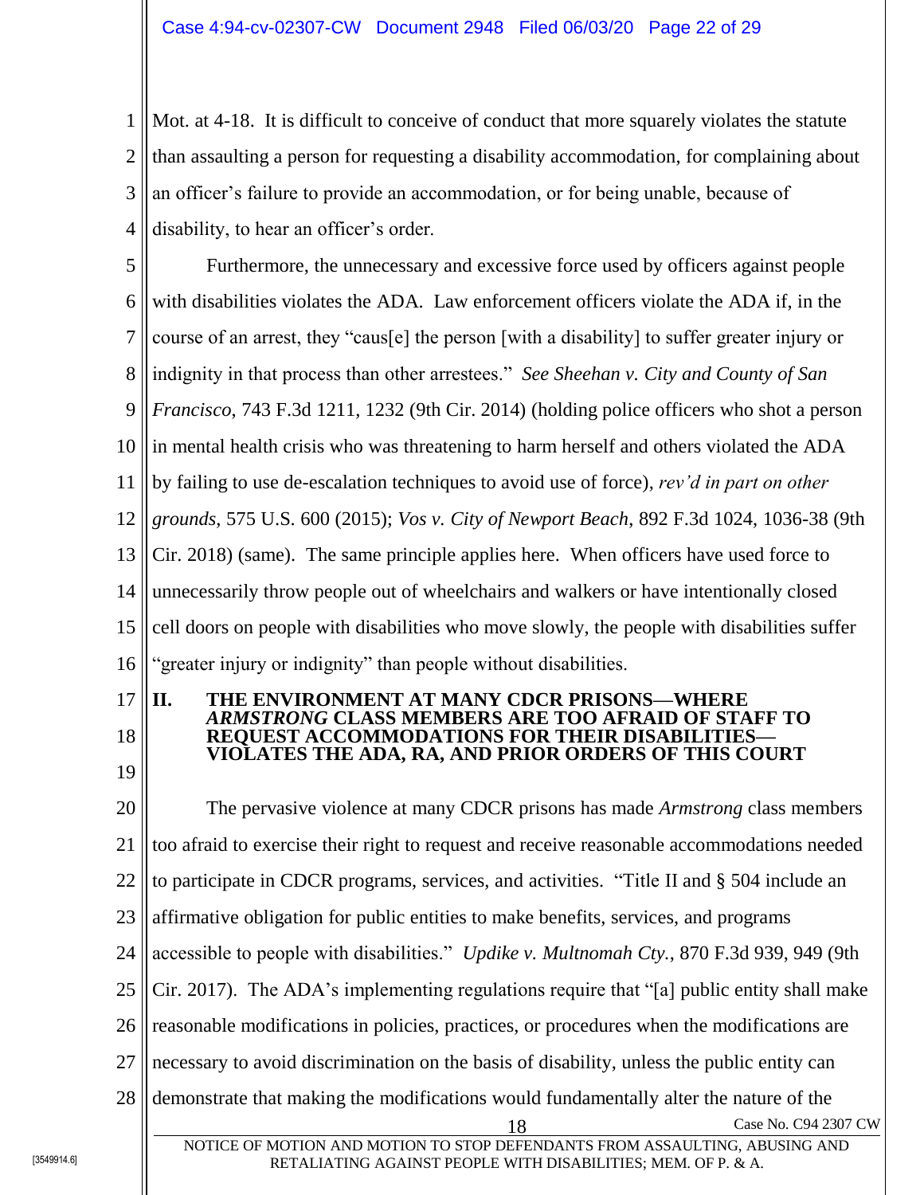Mot. at 4-18. It is difficult to conceive of conduct that more squarely violates the statute than assaulting a person for requesting a disability accommodation, for complaining about an officer's failure to provide an accommodation, or for being unable, because of disability, to hear an officer's order.

Furthermore, the unnecessary and excessive force used by officers against people with disabilities violates the ADA. Law enforcement officers violate the ADA if, in the course of an arrest, they "caus[e] the person [with a disability] to suffer greater injury or indignity in that process than other arrestees." *See Sheehan v. City and County of San Francisco*, 743 F.3d 1211, 1232 (9th Cir. 2014) (holding police officers who shot a person in mental health crisis who was threatening to harm herself and others violated the ADA by failing to use de-escalation techniques to avoid use of force), *rev'd in part on other grounds*, 575 U.S. 600 (2015); *Vos v. City of Newport Beach*, 892 F.3d 1024, 1036-38 (9th Cir. 2018) (same). The same principle applies here. When officers have used force to unnecessarily throw people out of wheelchairs and walkers or have intentionally closed cell doors on people with disabilities who move slowly, the people with disabilities suffer "greater injury or indignity" than people without disabilities.

## II. THE ENVIRONMENT AT MANY CDCR PRISONS—WHERE *ARMSTRONG* CLASS MEMBERS ARE TOO AFRAID OF STAFF TO REQUEST ACCOMMODATIONS FOR THEIR DISABILITIES—VIOLATES THE ADA, RA, AND PRIOR ORDERS OF THIS COURT

The pervasive violence at many CDCR prisons has made *Armstrong* class members too afraid to exercise their right to request and receive reasonable accommodations needed to participate in CDCR programs, services, and activities. "Title II and § 504 include an affirmative obligation for public entities to make benefits, services, and programs accessible to people with disabilities." *Updike v. Multnomah Cty.*, 870 F.3d 939, 949 (9th Cir. 2017). The ADA's implementing regulations require that "[a] public entity shall make reasonable modifications in policies, practices, or procedures when the modifications are necessary to avoid discrimination on the basis of disability, unless the public entity can demonstrate that making the modifications would fundamentally alter the nature of the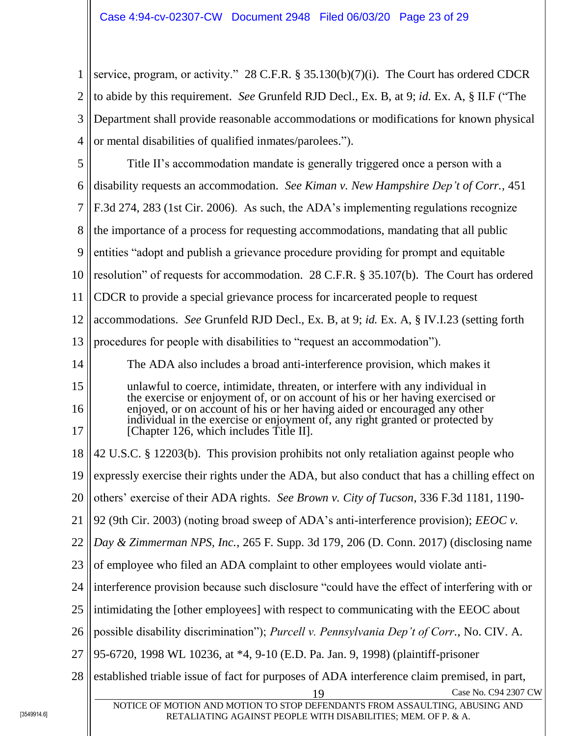service, program, or activity." 28 C.F.R. § 35.130(b)(7)(i). The Court has ordered CDCR to abide by this requirement. *See* Grunfeld RJD Decl., Ex. B, at 9; *id.* Ex. A, § II.F ("The Department shall provide reasonable accommodations or modifications for known physical or mental disabilities of qualified inmates/parolees.").

Title II's accommodation mandate is generally triggered once a person with a disability requests an accommodation. *See Kiman v. New Hampshire Dep't of Corr.*, 451 F.3d 274, 283 (1st Cir. 2006). As such, the ADA's implementing regulations recognize the importance of a process for requesting accommodations, mandating that all public entities "adopt and publish a grievance procedure providing for prompt and equitable resolution" of requests for accommodation. 28 C.F.R. § 35.107(b). The Court has ordered CDCR to provide a special grievance process for incarcerated people to request accommodations. *See* Grunfeld RJD Decl., Ex. B, at 9; *id.* Ex. A, § IV.I.23 (setting forth procedures for people with disabilities to "request an accommodation").

The ADA also includes a broad anti-interference provision, which makes it

> unlawful to coerce, intimidate, threaten, or interfere with any individual in the exercise or enjoyment of, or on account of his or her having exercised or enjoyed, or on account of his or her having aided or encouraged any other individual in the exercise or enjoyment of, any right granted or protected by [Chapter 126, which includes Title II].

42 U.S.C. § 12203(b). This provision prohibits not only retaliation against people who expressly exercise their rights under the ADA, but also conduct that has a chilling effect on others' exercise of their ADA rights. *See Brown v. City of Tucson*, 336 F.3d 1181, 1190-92 (9th Cir. 2003) (noting broad sweep of ADA's anti-interference provision); *EEOC v. Day & Zimmerman NPS, Inc.*, 265 F. Supp. 3d 179, 206 (D. Conn. 2017) (disclosing name of employee who filed an ADA complaint to other employees would violate anti-interference provision because such disclosure "could have the effect of interfering with or intimidating the [other employees] with respect to communicating with the EEOC about possible disability discrimination"); *Purcell v. Pennsylvania Dep't of Corr.*, No. CIV. A. 95-6720, 1998 WL 10236, at *4, 9-10 (E.D. Pa. Jan. 9, 1998) (plaintiff-prisoner established triable issue of fact for purposes of ADA interference claim premised, in part,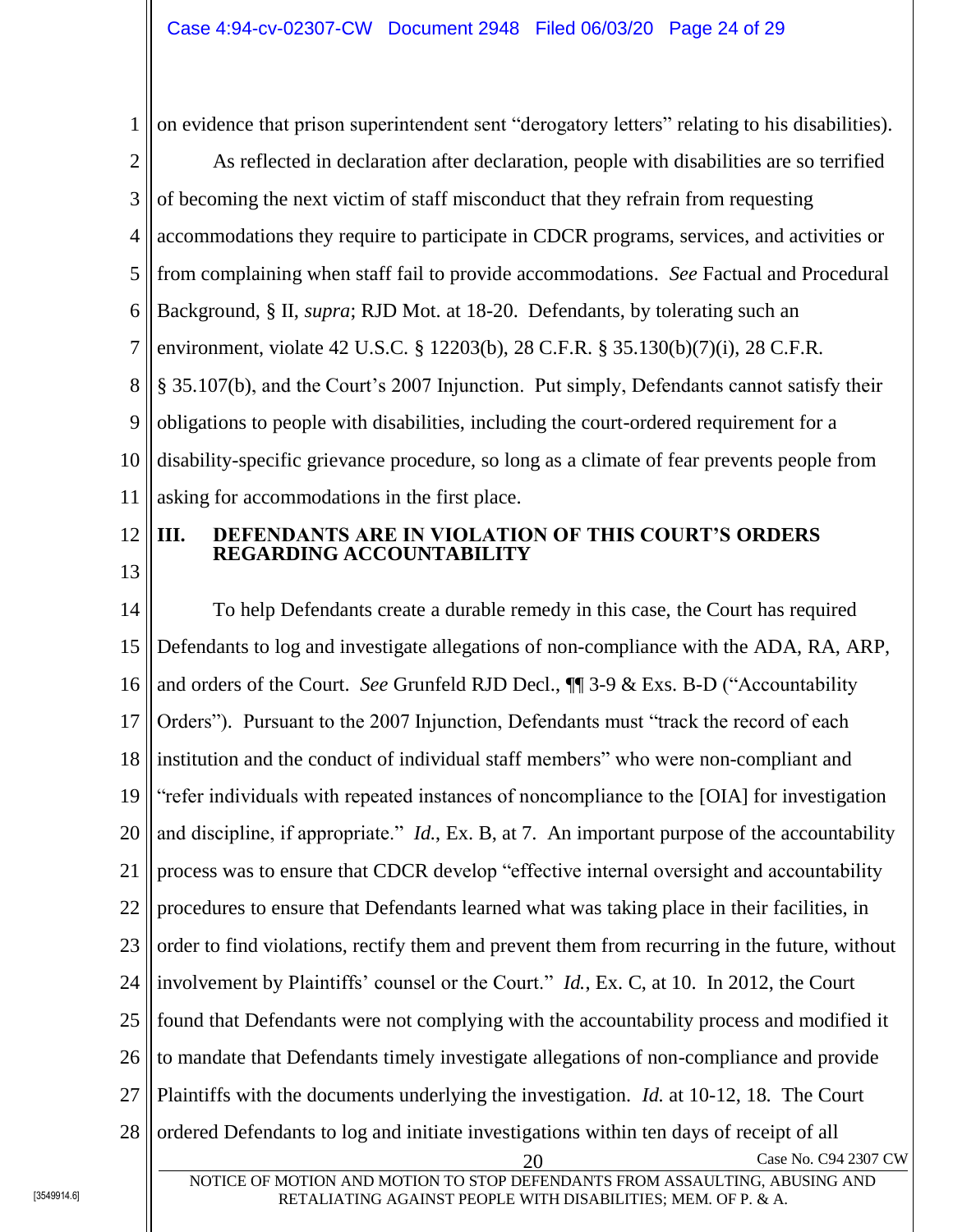on evidence that prison superintendent sent "derogatory letters" relating to his disabilities).

As reflected in declaration after declaration, people with disabilities are so terrified of becoming the next victim of staff misconduct that they refrain from requesting accommodations they require to participate in CDCR programs, services, and activities or from complaining when staff fail to provide accommodations. *See* Factual and Procedural Background, § II, *supra*; RJD Mot. at 18-20. Defendants, by tolerating such an environment, violate 42 U.S.C. § 12203(b), 28 C.F.R. § 35.130(b)(7)(i), 28 C.F.R. § 35.107(b), and the Court's 2007 Injunction. Put simply, Defendants cannot satisfy their obligations to people with disabilities, including the court-ordered requirement for a disability-specific grievance procedure, so long as a climate of fear prevents people from asking for accommodations in the first place.

## III. DEFENDANTS ARE IN VIOLATION OF THIS COURT'S ORDERS REGARDING ACCOUNTABILITY

To help Defendants create a durable remedy in this case, the Court has required Defendants to log and investigate allegations of non-compliance with the ADA, RA, ARP, and orders of the Court. *See* Grunfeld RJD Decl., ¶¶ 3-9 & Exs. B-D ("Accountability Orders"). Pursuant to the 2007 Injunction, Defendants must "track the record of each institution and the conduct of individual staff members" who were non-compliant and "refer individuals with repeated instances of noncompliance to the [OIA] for investigation and discipline, if appropriate." *Id.*, Ex. B, at 7. An important purpose of the accountability process was to ensure that CDCR develop "effective internal oversight and accountability procedures to ensure that Defendants learned what was taking place in their facilities, in order to find violations, rectify them and prevent them from recurring in the future, without involvement by Plaintiffs' counsel or the Court." *Id.*, Ex. C, at 10. In 2012, the Court found that Defendants were not complying with the accountability process and modified it to mandate that Defendants timely investigate allegations of non-compliance and provide Plaintiffs with the documents underlying the investigation. *Id.* at 10-12, 18. The Court ordered Defendants to log and initiate investigations within ten days of receipt of all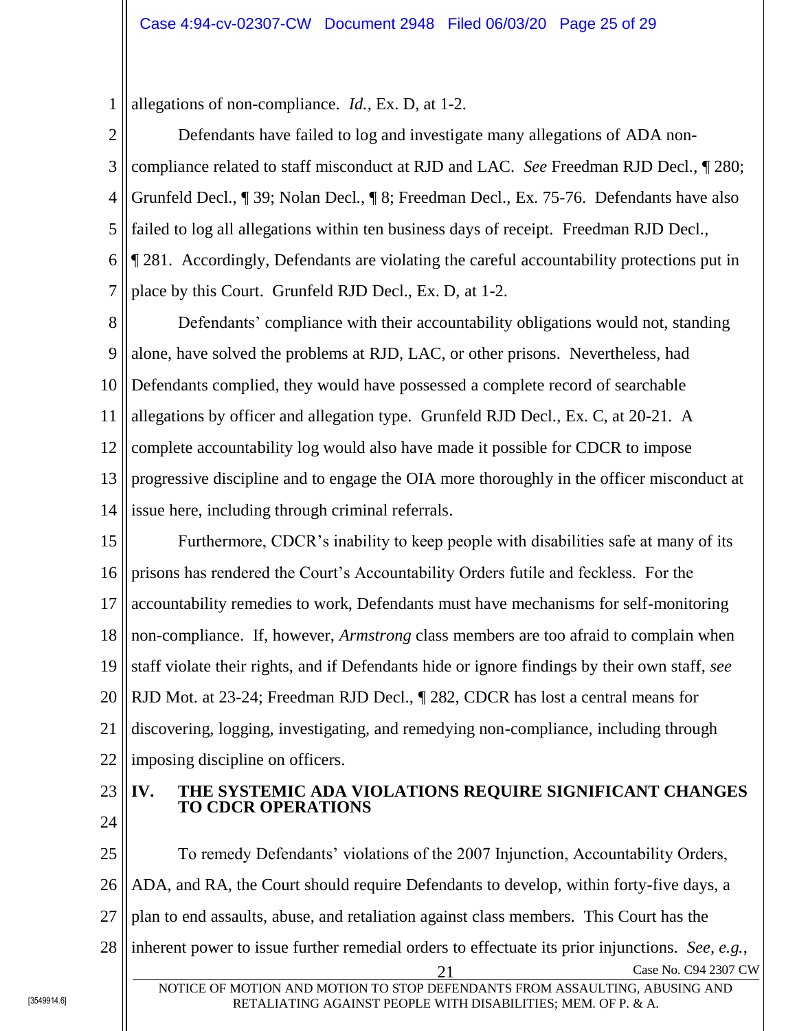allegations of non-compliance. *Id.*, Ex. D, at 1-2.

Defendants have failed to log and investigate many allegations of ADA non-compliance related to staff misconduct at RJD and LAC. *See* Freedman RJD Decl., ¶ 280; Grunfeld Decl., ¶ 39; Nolan Decl., ¶ 8; Freedman Decl., Ex. 75-76. Defendants have also failed to log all allegations within ten business days of receipt. Freedman RJD Decl., ¶ 281. Accordingly, Defendants are violating the careful accountability protections put in place by this Court. Grunfeld RJD Decl., Ex. D, at 1-2.

Defendants' compliance with their accountability obligations would not, standing alone, have solved the problems at RJD, LAC, or other prisons. Nevertheless, had Defendants complied, they would have possessed a complete record of searchable allegations by officer and allegation type. Grunfeld RJD Decl., Ex. C, at 20-21. A complete accountability log would also have made it possible for CDCR to impose progressive discipline and to engage the OIA more thoroughly in the officer misconduct at issue here, including through criminal referrals.

Furthermore, CDCR's inability to keep people with disabilities safe at many of its prisons has rendered the Court's Accountability Orders futile and feckless. For the accountability remedies to work, Defendants must have mechanisms for self-monitoring non-compliance. If, however, *Armstrong* class members are too afraid to complain when staff violate their rights, and if Defendants hide or ignore findings by their own staff, *see* RJD Mot. at 23-24; Freedman RJD Decl., ¶ 282, CDCR has lost a central means for discovering, logging, investigating, and remedying non-compliance, including through imposing discipline on officers.

## IV. THE SYSTEMIC ADA VIOLATIONS REQUIRE SIGNIFICANT CHANGES TO CDCR OPERATIONS

To remedy Defendants' violations of the 2007 Injunction, Accountability Orders, ADA, and RA, the Court should require Defendants to develop, within forty-five days, a plan to end assaults, abuse, and retaliation against class members. This Court has the inherent power to issue further remedial orders to effectuate its prior injunctions. *See, e.g.*,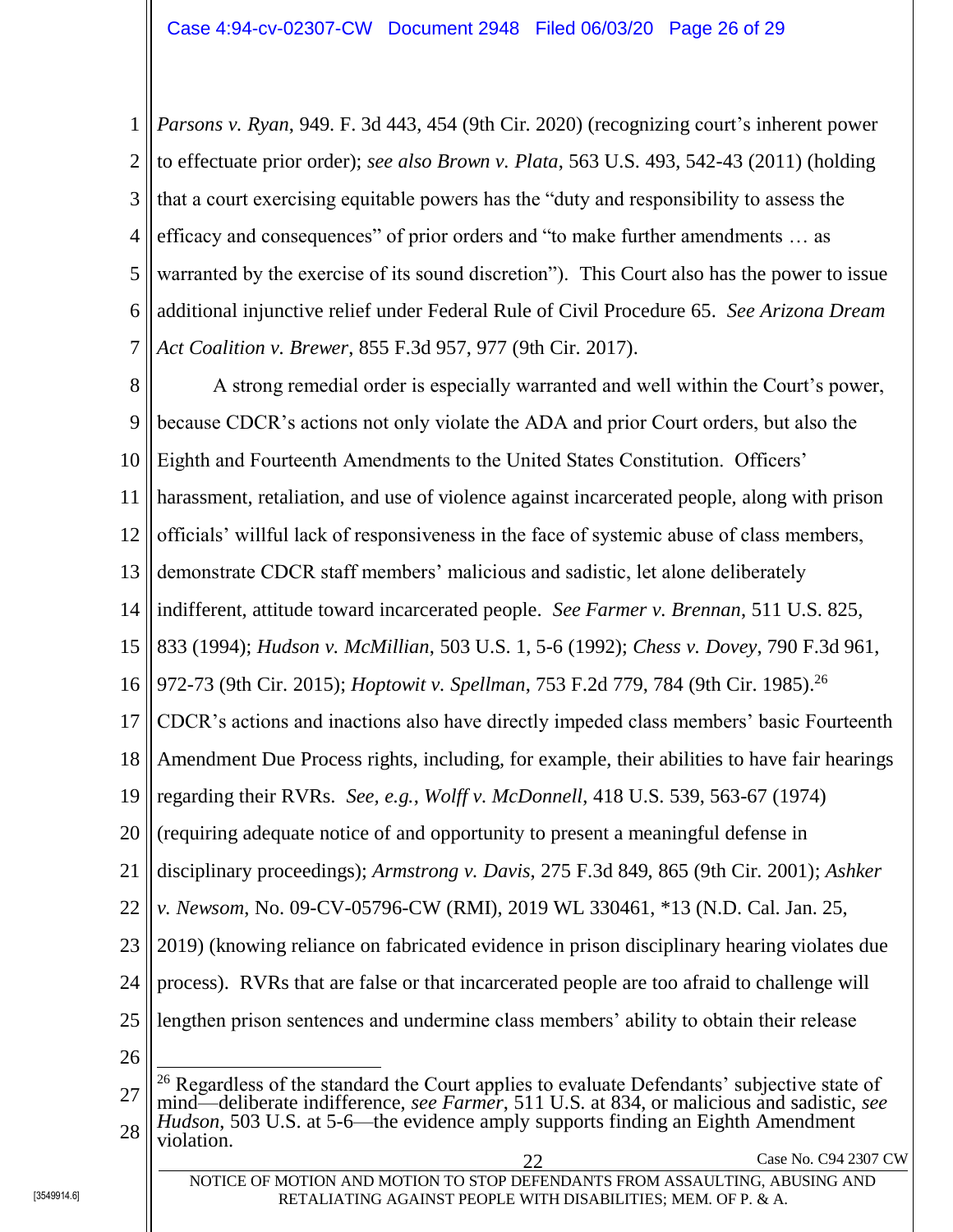*Parsons v. Ryan*, 949. F. 3d 443, 454 (9th Cir. 2020) (recognizing court's inherent power to effectuate prior order); *see also Brown v. Plata*, 563 U.S. 493, 542-43 (2011) (holding that a court exercising equitable powers has the "duty and responsibility to assess the efficacy and consequences" of prior orders and "to make further amendments … as warranted by the exercise of its sound discretion"). This Court also has the power to issue additional injunctive relief under Federal Rule of Civil Procedure 65. *See Arizona Dream Act Coalition v. Brewer*, 855 F.3d 957, 977 (9th Cir. 2017).

A strong remedial order is especially warranted and well within the Court's power, because CDCR's actions not only violate the ADA and prior Court orders, but also the Eighth and Fourteenth Amendments to the United States Constitution. Officers' harassment, retaliation, and use of violence against incarcerated people, along with prison officials' willful lack of responsiveness in the face of systemic abuse of class members, demonstrate CDCR staff members' malicious and sadistic, let alone deliberately indifferent, attitude toward incarcerated people. *See Farmer v. Brennan*, 511 U.S. 825, 833 (1994); *Hudson v. McMillian*, 503 U.S. 1, 5-6 (1992); *Chess v. Dovey*, 790 F.3d 961, 972-73 (9th Cir. 2015); *Hoptowit v. Spellman*, 753 F.2d 779, 784 (9th Cir. 1985).[26] CDCR's actions and inactions also have directly impeded class members' basic Fourteenth Amendment Due Process rights, including, for example, their abilities to have fair hearings regarding their RVRs. *See, e.g.*, *Wolff v. McDonnell*, 418 U.S. 539, 563-67 (1974) (requiring adequate notice of and opportunity to present a meaningful defense in disciplinary proceedings); *Armstrong v. Davis*, 275 F.3d 849, 865 (9th Cir. 2001); *Ashker v. Newsom*, No. 09-CV-05796-CW (RMI), 2019 WL 330461, *13 (N.D. Cal. Jan. 25, 2019) (knowing reliance on fabricated evidence in prison disciplinary hearing violates due process). RVRs that are false or that incarcerated people are too afraid to challenge will lengthen prison sentences and undermine class members' ability to obtain their release

---

[26] Regardless of the standard the Court applies to evaluate Defendants' subjective state of mind—deliberate indifference, *see Farmer*, 511 U.S. at 834, or malicious and sadistic, *see Hudson*, 503 U.S. at 5-6—the evidence amply supports finding an Eighth Amendment violation.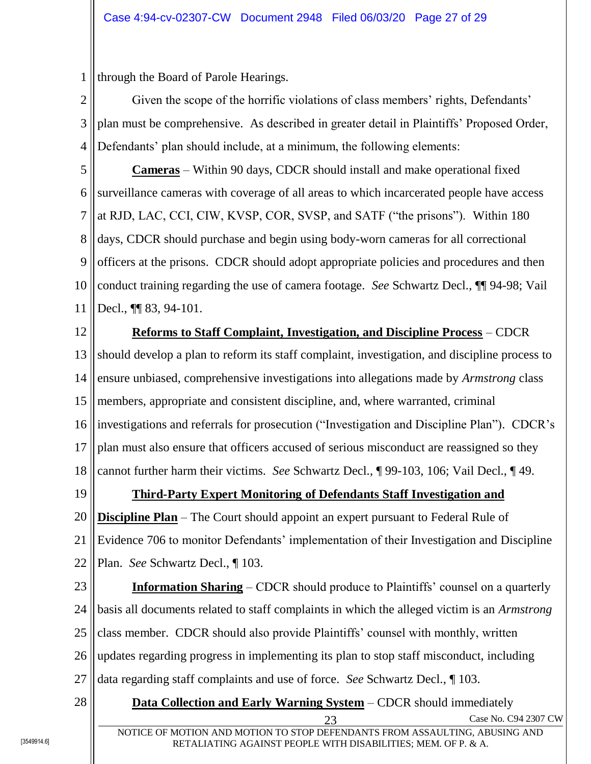through the Board of Parole Hearings.

Given the scope of the horrific violations of class members' rights, Defendants' plan must be comprehensive. As described in greater detail in Plaintiffs' Proposed Order, Defendants' plan should include, at a minimum, the following elements:

**Cameras** – Within 90 days, CDCR should install and make operational fixed surveillance cameras with coverage of all areas to which incarcerated people have access at RJD, LAC, CCI, CIW, KVSP, COR, SVSP, and SATF ("the prisons"). Within 180 days, CDCR should purchase and begin using body-worn cameras for all correctional officers at the prisons. CDCR should adopt appropriate policies and procedures and then conduct training regarding the use of camera footage. *See* Schwartz Decl., ¶¶ 94-98; Vail Decl., ¶¶ 83, 94-101.

**Reforms to Staff Complaint, Investigation, and Discipline Process** – CDCR should develop a plan to reform its staff complaint, investigation, and discipline process to ensure unbiased, comprehensive investigations into allegations made by *Armstrong* class members, appropriate and consistent discipline, and, where warranted, criminal investigations and referrals for prosecution ("Investigation and Discipline Plan"). CDCR's plan must also ensure that officers accused of serious misconduct are reassigned so they cannot further harm their victims. *See* Schwartz Decl., ¶ 99-103, 106; Vail Decl., ¶ 49.

**Third-Party Expert Monitoring of Defendants Staff Investigation and Discipline Plan** – The Court should appoint an expert pursuant to Federal Rule of Evidence 706 to monitor Defendants' implementation of their Investigation and Discipline Plan. *See* Schwartz Decl., ¶ 103.

**Information Sharing** – CDCR should produce to Plaintiffs' counsel on a quarterly basis all documents related to staff complaints in which the alleged victim is an *Armstrong* class member. CDCR should also provide Plaintiffs' counsel with monthly, written updates regarding progress in implementing its plan to stop staff misconduct, including data regarding staff complaints and use of force. *See* Schwartz Decl., ¶ 103.

**Data Collection and Early Warning System** – CDCR should immediately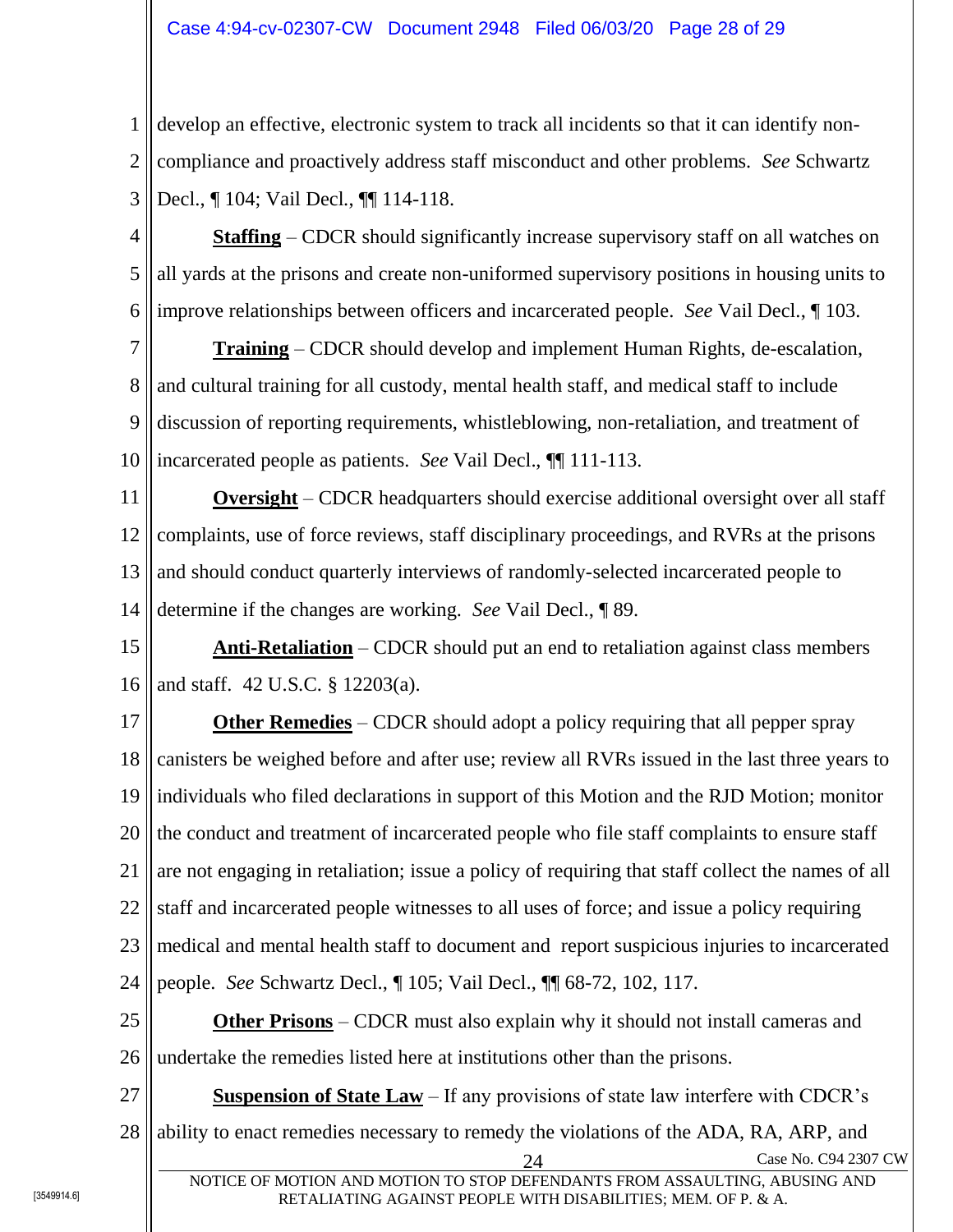develop an effective, electronic system to track all incidents so that it can identify non-compliance and proactively address staff misconduct and other problems. *See* Schwartz Decl., ¶ 104; Vail Decl., ¶¶ 114-118.

**Staffing** – CDCR should significantly increase supervisory staff on all watches on all yards at the prisons and create non-uniformed supervisory positions in housing units to improve relationships between officers and incarcerated people. *See* Vail Decl., ¶ 103.

**Training** – CDCR should develop and implement Human Rights, de-escalation, and cultural training for all custody, mental health staff, and medical staff to include discussion of reporting requirements, whistleblowing, non-retaliation, and treatment of incarcerated people as patients. *See* Vail Decl., ¶¶ 111-113.

**Oversight** – CDCR headquarters should exercise additional oversight over all staff complaints, use of force reviews, staff disciplinary proceedings, and RVRs at the prisons and should conduct quarterly interviews of randomly-selected incarcerated people to determine if the changes are working. *See* Vail Decl., ¶ 89.

**Anti-Retaliation** – CDCR should put an end to retaliation against class members and staff. 42 U.S.C. § 12203(a).

**Other Remedies** – CDCR should adopt a policy requiring that all pepper spray canisters be weighed before and after use; review all RVRs issued in the last three years to individuals who filed declarations in support of this Motion and the RJD Motion; monitor the conduct and treatment of incarcerated people who file staff complaints to ensure staff are not engaging in retaliation; issue a policy of requiring that staff collect the names of all staff and incarcerated people witnesses to all uses of force; and issue a policy requiring medical and mental health staff to document and report suspicious injuries to incarcerated people. *See* Schwartz Decl., ¶ 105; Vail Decl., ¶¶ 68-72, 102, 117.

**Other Prisons** – CDCR must also explain why it should not install cameras and undertake the remedies listed here at institutions other than the prisons.

**Suspension of State Law** – If any provisions of state law interfere with CDCR's ability to enact remedies necessary to remedy the violations of the ADA, RA, ARP, and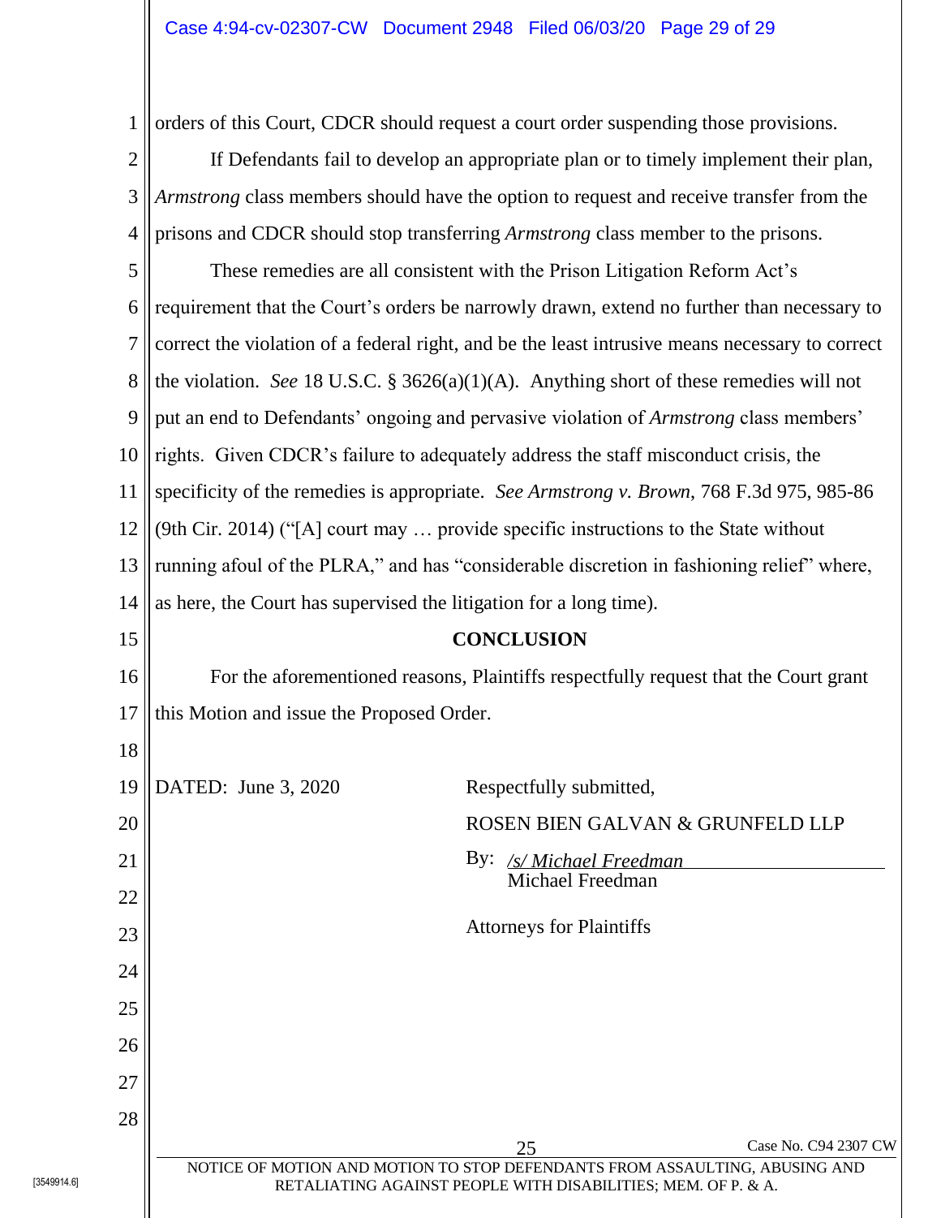orders of this Court, CDCR should request a court order suspending those provisions.

If Defendants fail to develop an appropriate plan or to timely implement their plan, *Armstrong* class members should have the option to request and receive transfer from the prisons and CDCR should stop transferring *Armstrong* class member to the prisons.

These remedies are all consistent with the Prison Litigation Reform Act's requirement that the Court's orders be narrowly drawn, extend no further than necessary to correct the violation of a federal right, and be the least intrusive means necessary to correct the violation. *See* 18 U.S.C. § 3626(a)(1)(A). Anything short of these remedies will not put an end to Defendants' ongoing and pervasive violation of *Armstrong* class members' rights. Given CDCR's failure to adequately address the staff misconduct crisis, the specificity of the remedies is appropriate. *See Armstrong v. Brown*, 768 F.3d 975, 985-86 (9th Cir. 2014) ("[A] court may … provide specific instructions to the State without running afoul of the PLRA," and has "considerable discretion in fashioning relief" where, as here, the Court has supervised the litigation for a long time).

## CONCLUSION

For the aforementioned reasons, Plaintiffs respectfully request that the Court grant this Motion and issue the Proposed Order.

DATED: June 3, 2020

Respectfully submitted,

ROSEN BIEN GALVAN & GRUNFELD LLP

By: */s/ Michael Freedman*
Michael Freedman

Attorneys for Plaintiffs